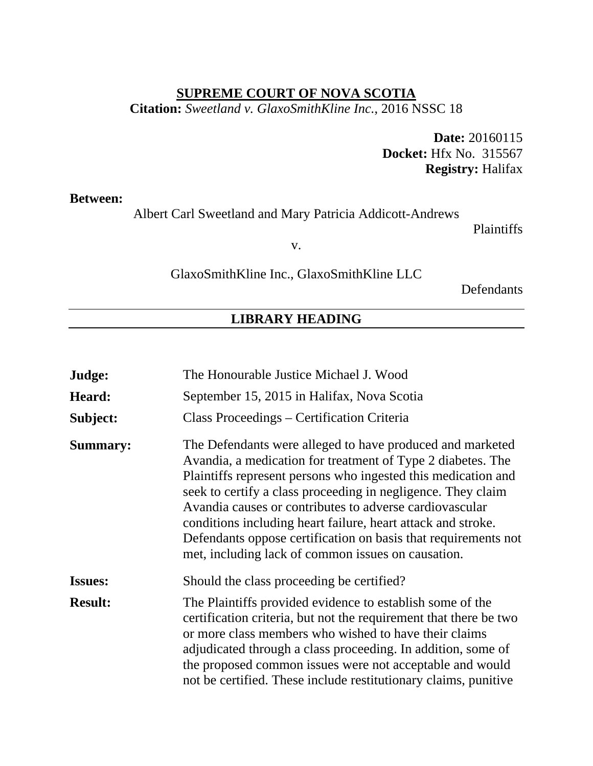**SUPREME COURT OF NOVA SCOTIA**

**Citation:** *Sweetland v. GlaxoSmithKline Inc.*, 2016 NSSC 18

**Date:** 20160115
**Docket:** Hfx No. 315567
**Registry:** Halifax

**Between:**

Albert Carl Sweetland and Mary Patricia Addicott-Andrews

Plaintiffs

v.

GlaxoSmithKline Inc., GlaxoSmithKline LLC

Defendants

## LIBRARY HEADING

| | |
|---|---|
| **Judge:** | The Honourable Justice Michael J. Wood |
| **Heard:** | September 15, 2015 in Halifax, Nova Scotia |
| **Subject:** | Class Proceedings – Certification Criteria |
| **Summary:** | The Defendants were alleged to have produced and marketed Avandia, a medication for treatment of Type 2 diabetes. The Plaintiffs represent persons who ingested this medication and seek to certify a class proceeding in negligence. They claim Avandia causes or contributes to adverse cardiovascular conditions including heart failure, heart attack and stroke. Defendants oppose certification on basis that requirements not met, including lack of common issues on causation. |
| **Issues:** | Should the class proceeding be certified? |
| **Result:** | The Plaintiffs provided evidence to establish some of the certification criteria, but not the requirement that there be two or more class members who wished to have their claims adjudicated through a class proceeding. In addition, some of the proposed common issues were not acceptable and would not be certified. These include restitutionary claims, punitive |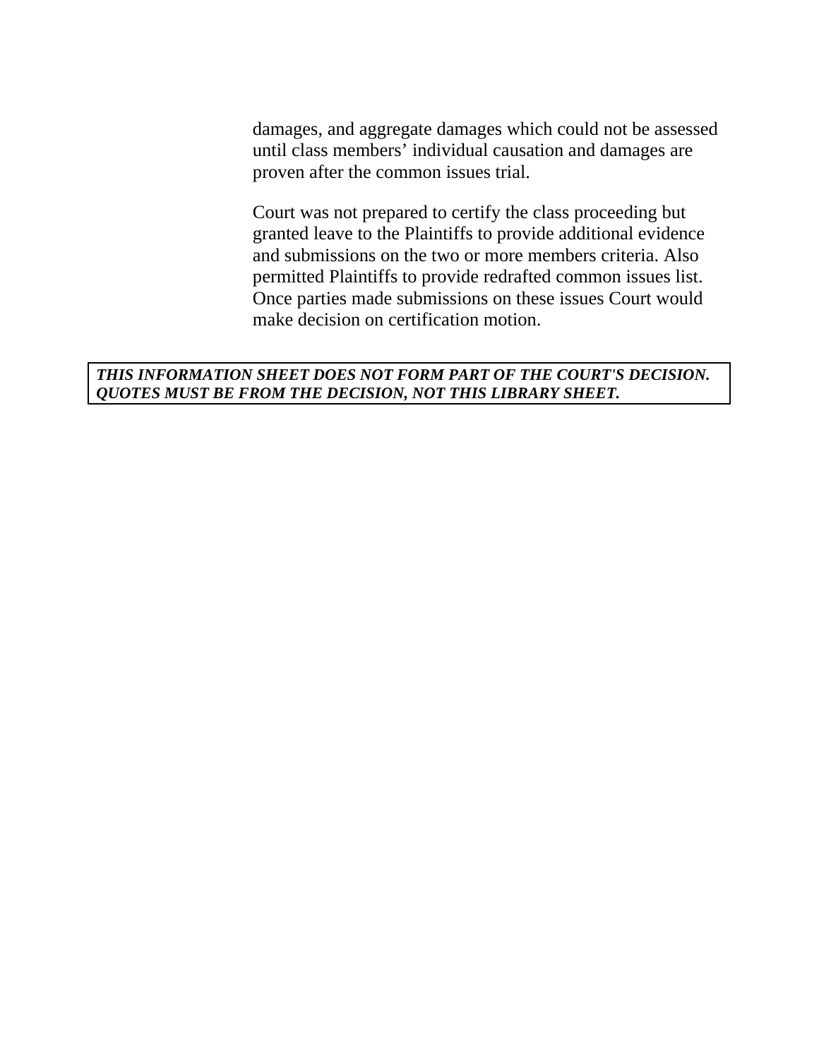damages, and aggregate damages which could not be assessed until class members' individual causation and damages are proven after the common issues trial.

Court was not prepared to certify the class proceeding but granted leave to the Plaintiffs to provide additional evidence and submissions on the two or more members criteria. Also permitted Plaintiffs to provide redrafted common issues list. Once parties made submissions on these issues Court would make decision on certification motion.

***THIS INFORMATION SHEET DOES NOT FORM PART OF THE COURT'S DECISION. QUOTES MUST BE FROM THE DECISION, NOT THIS LIBRARY SHEET.***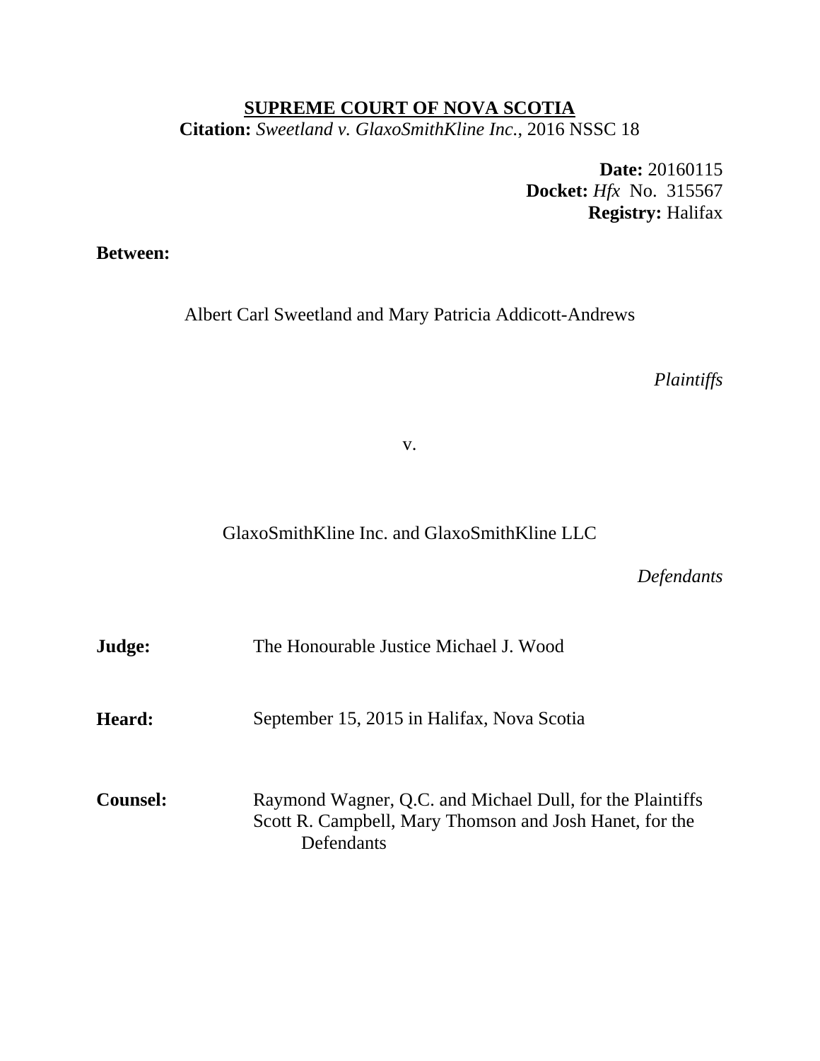**SUPREME COURT OF NOVA SCOTIA**

**Citation:** *Sweetland v. GlaxoSmithKline Inc.*, 2016 NSSC 18

**Date:** 20160115
**Docket:** *Hfx* No. 315567
**Registry:** Halifax

**Between:**

Albert Carl Sweetland and Mary Patricia Addicott-Andrews

*Plaintiffs*

v.

GlaxoSmithKline Inc. and GlaxoSmithKline LLC

*Defendants*

**Judge:** The Honourable Justice Michael J. Wood

**Heard:** September 15, 2015 in Halifax, Nova Scotia

**Counsel:** Raymond Wagner, Q.C. and Michael Dull, for the Plaintiffs
Scott R. Campbell, Mary Thomson and Josh Hanet, for the Defendants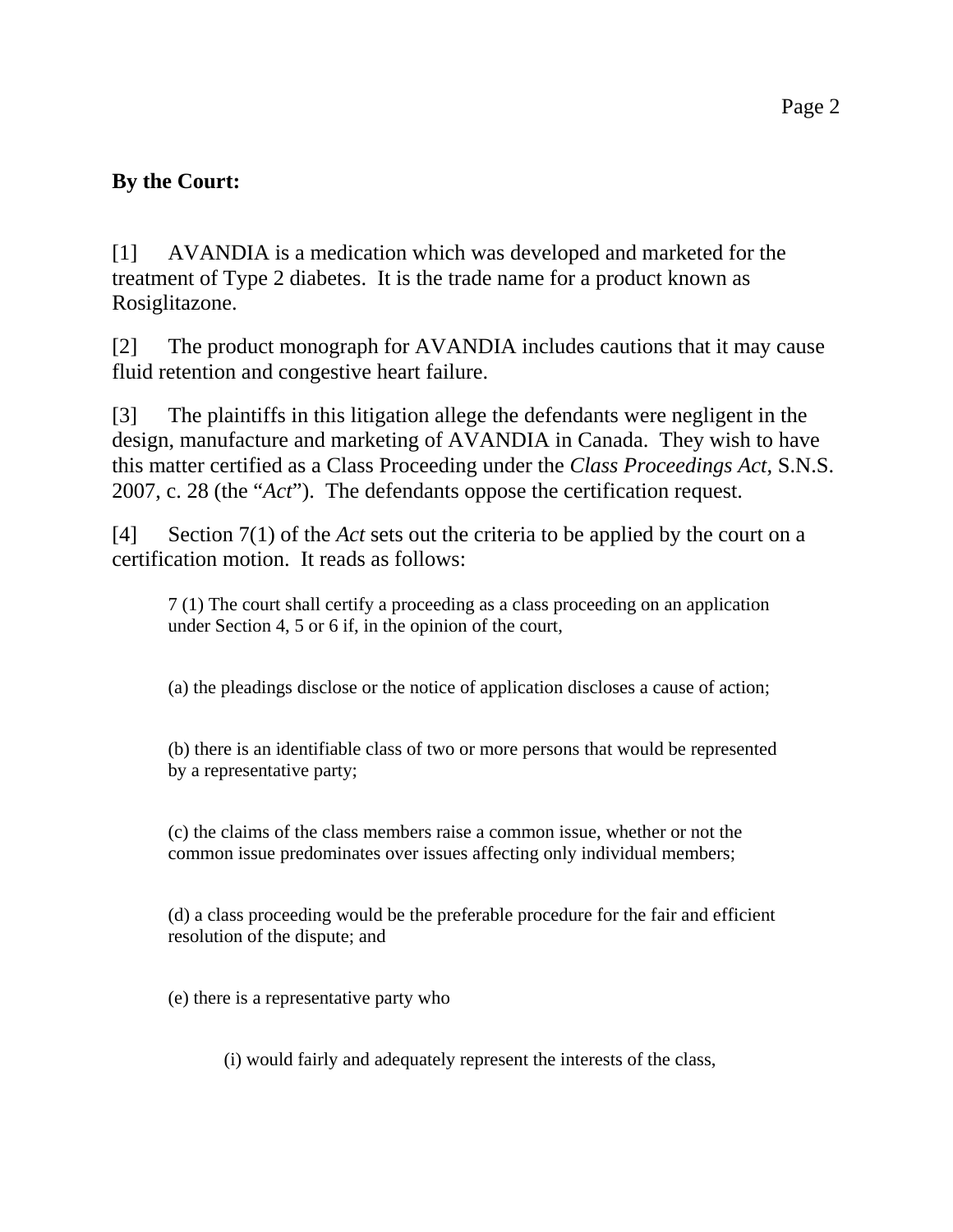**By the Court:**

[1] AVANDIA is a medication which was developed and marketed for the treatment of Type 2 diabetes. It is the trade name for a product known as Rosiglitazone.

[2] The product monograph for AVANDIA includes cautions that it may cause fluid retention and congestive heart failure.

[3] The plaintiffs in this litigation allege the defendants were negligent in the design, manufacture and marketing of AVANDIA in Canada. They wish to have this matter certified as a Class Proceeding under the *Class Proceedings Act*, S.N.S. 2007, c. 28 (the "*Act*"). The defendants oppose the certification request.

[4] Section 7(1) of the *Act* sets out the criteria to be applied by the court on a certification motion. It reads as follows:

> 7 (1) The court shall certify a proceeding as a class proceeding on an application under Section 4, 5 or 6 if, in the opinion of the court,
>
> (a) the pleadings disclose or the notice of application discloses a cause of action;
>
> (b) there is an identifiable class of two or more persons that would be represented by a representative party;
>
> (c) the claims of the class members raise a common issue, whether or not the common issue predominates over issues affecting only individual members;
>
> (d) a class proceeding would be the preferable procedure for the fair and efficient resolution of the dispute; and
>
> (e) there is a representative party who
>
> > (i) would fairly and adequately represent the interests of the class,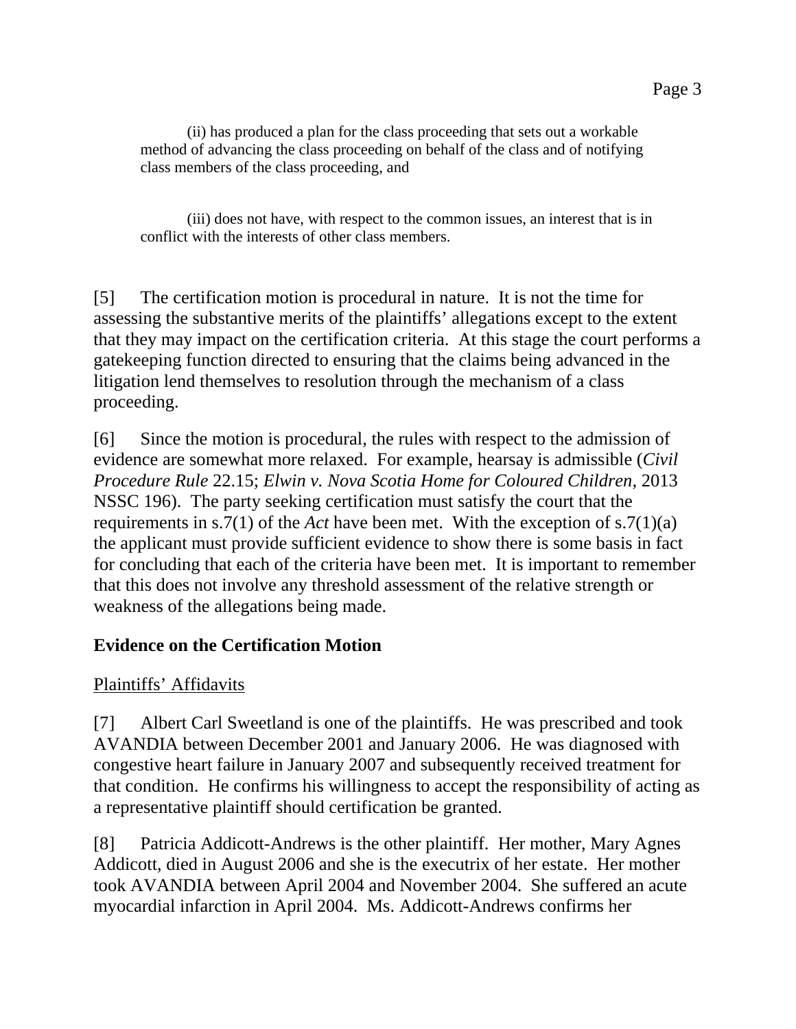(ii) has produced a plan for the class proceeding that sets out a workable method of advancing the class proceeding on behalf of the class and of notifying class members of the class proceeding, and

(iii) does not have, with respect to the common issues, an interest that is in conflict with the interests of other class members.

[5] The certification motion is procedural in nature. It is not the time for assessing the substantive merits of the plaintiffs' allegations except to the extent that they may impact on the certification criteria. At this stage the court performs a gatekeeping function directed to ensuring that the claims being advanced in the litigation lend themselves to resolution through the mechanism of a class proceeding.

[6] Since the motion is procedural, the rules with respect to the admission of evidence are somewhat more relaxed. For example, hearsay is admissible (*Civil Procedure Rule* 22.15; *Elwin v. Nova Scotia Home for Coloured Children*, 2013 NSSC 196). The party seeking certification must satisfy the court that the requirements in s.7(1) of the *Act* have been met. With the exception of s.7(1)(a) the applicant must provide sufficient evidence to show there is some basis in fact for concluding that each of the criteria have been met. It is important to remember that this does not involve any threshold assessment of the relative strength or weakness of the allegations being made.

**Evidence on the Certification Motion**

Plaintiffs' Affidavits

[7] Albert Carl Sweetland is one of the plaintiffs. He was prescribed and took AVANDIA between December 2001 and January 2006. He was diagnosed with congestive heart failure in January 2007 and subsequently received treatment for that condition. He confirms his willingness to accept the responsibility of acting as a representative plaintiff should certification be granted.

[8] Patricia Addicott-Andrews is the other plaintiff. Her mother, Mary Agnes Addicott, died in August 2006 and she is the executrix of her estate. Her mother took AVANDIA between April 2004 and November 2004. She suffered an acute myocardial infarction in April 2004. Ms. Addicott-Andrews confirms her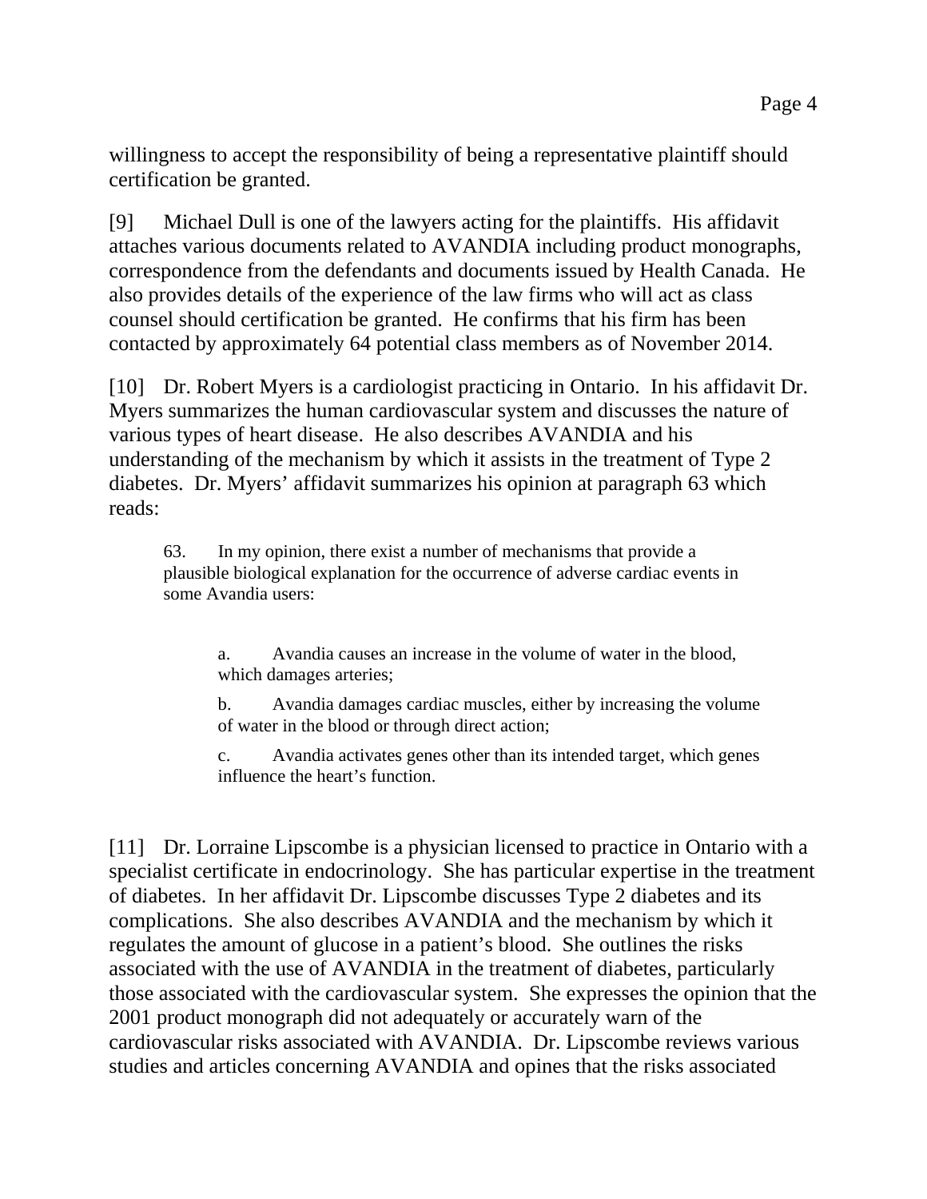willingness to accept the responsibility of being a representative plaintiff should certification be granted.

[9] Michael Dull is one of the lawyers acting for the plaintiffs. His affidavit attaches various documents related to AVANDIA including product monographs, correspondence from the defendants and documents issued by Health Canada. He also provides details of the experience of the law firms who will act as class counsel should certification be granted. He confirms that his firm has been contacted by approximately 64 potential class members as of November 2014.

[10] Dr. Robert Myers is a cardiologist practicing in Ontario. In his affidavit Dr. Myers summarizes the human cardiovascular system and discusses the nature of various types of heart disease. He also describes AVANDIA and his understanding of the mechanism by which it assists in the treatment of Type 2 diabetes. Dr. Myers' affidavit summarizes his opinion at paragraph 63 which reads:

> 63. In my opinion, there exist a number of mechanisms that provide a plausible biological explanation for the occurrence of adverse cardiac events in some Avandia users:
>
> a. Avandia causes an increase in the volume of water in the blood, which damages arteries;
>
> b. Avandia damages cardiac muscles, either by increasing the volume of water in the blood or through direct action;
>
> c. Avandia activates genes other than its intended target, which genes influence the heart's function.

[11] Dr. Lorraine Lipscombe is a physician licensed to practice in Ontario with a specialist certificate in endocrinology. She has particular expertise in the treatment of diabetes. In her affidavit Dr. Lipscombe discusses Type 2 diabetes and its complications. She also describes AVANDIA and the mechanism by which it regulates the amount of glucose in a patient's blood. She outlines the risks associated with the use of AVANDIA in the treatment of diabetes, particularly those associated with the cardiovascular system. She expresses the opinion that the 2001 product monograph did not adequately or accurately warn of the cardiovascular risks associated with AVANDIA. Dr. Lipscombe reviews various studies and articles concerning AVANDIA and opines that the risks associated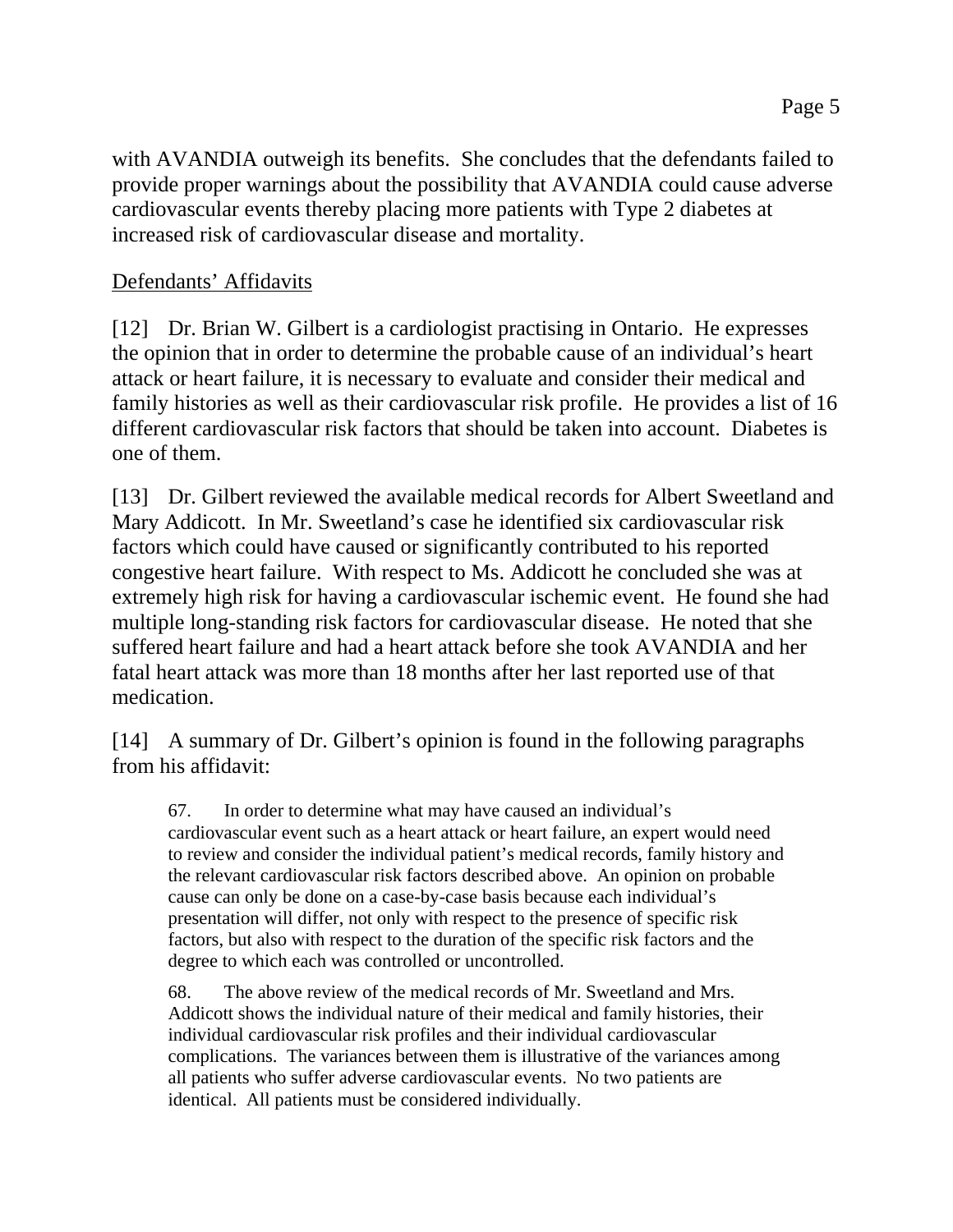with AVANDIA outweigh its benefits. She concludes that the defendants failed to provide proper warnings about the possibility that AVANDIA could cause adverse cardiovascular events thereby placing more patients with Type 2 diabetes at increased risk of cardiovascular disease and mortality.

<u>Defendants' Affidavits</u>

[12] Dr. Brian W. Gilbert is a cardiologist practising in Ontario. He expresses the opinion that in order to determine the probable cause of an individual's heart attack or heart failure, it is necessary to evaluate and consider their medical and family histories as well as their cardiovascular risk profile. He provides a list of 16 different cardiovascular risk factors that should be taken into account. Diabetes is one of them.

[13] Dr. Gilbert reviewed the available medical records for Albert Sweetland and Mary Addicott. In Mr. Sweetland's case he identified six cardiovascular risk factors which could have caused or significantly contributed to his reported congestive heart failure. With respect to Ms. Addicott he concluded she was at extremely high risk for having a cardiovascular ischemic event. He found she had multiple long-standing risk factors for cardiovascular disease. He noted that she suffered heart failure and had a heart attack before she took AVANDIA and her fatal heart attack was more than 18 months after her last reported use of that medication.

[14] A summary of Dr. Gilbert's opinion is found in the following paragraphs from his affidavit:

> 67. In order to determine what may have caused an individual's cardiovascular event such as a heart attack or heart failure, an expert would need to review and consider the individual patient's medical records, family history and the relevant cardiovascular risk factors described above. An opinion on probable cause can only be done on a case-by-case basis because each individual's presentation will differ, not only with respect to the presence of specific risk factors, but also with respect to the duration of the specific risk factors and the degree to which each was controlled or uncontrolled.
>
> 68. The above review of the medical records of Mr. Sweetland and Mrs. Addicott shows the individual nature of their medical and family histories, their individual cardiovascular risk profiles and their individual cardiovascular complications. The variances between them is illustrative of the variances among all patients who suffer adverse cardiovascular events. No two patients are identical. All patients must be considered individually.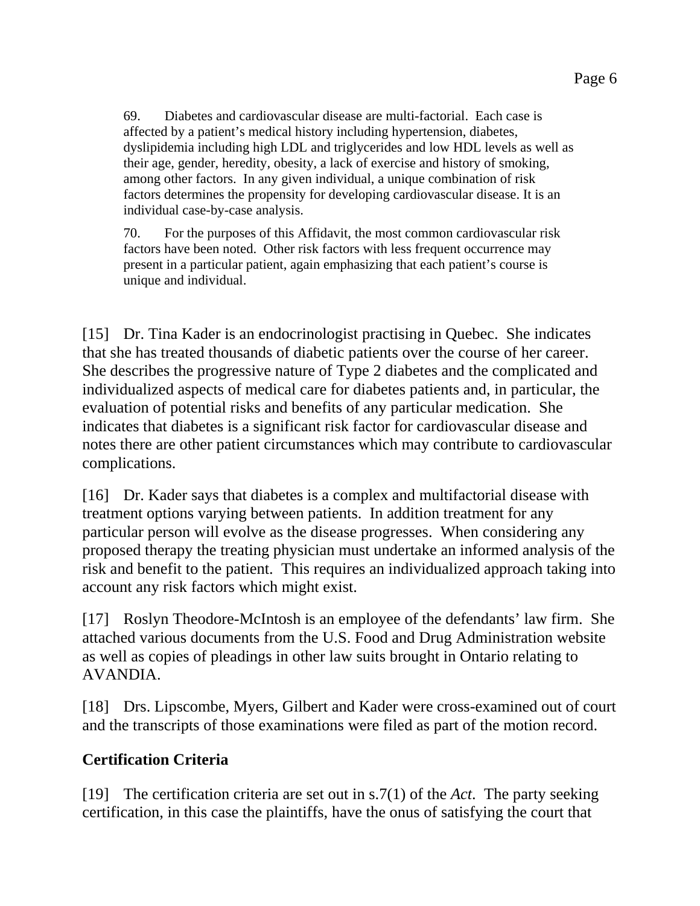> 69. Diabetes and cardiovascular disease are multi-factorial. Each case is affected by a patient's medical history including hypertension, diabetes, dyslipidemia including high LDL and triglycerides and low HDL levels as well as their age, gender, heredity, obesity, a lack of exercise and history of smoking, among other factors. In any given individual, a unique combination of risk factors determines the propensity for developing cardiovascular disease. It is an individual case-by-case analysis.
>
> 70. For the purposes of this Affidavit, the most common cardiovascular risk factors have been noted. Other risk factors with less frequent occurrence may present in a particular patient, again emphasizing that each patient's course is unique and individual.

[15] Dr. Tina Kader is an endocrinologist practising in Quebec. She indicates that she has treated thousands of diabetic patients over the course of her career. She describes the progressive nature of Type 2 diabetes and the complicated and individualized aspects of medical care for diabetes patients and, in particular, the evaluation of potential risks and benefits of any particular medication. She indicates that diabetes is a significant risk factor for cardiovascular disease and notes there are other patient circumstances which may contribute to cardiovascular complications.

[16] Dr. Kader says that diabetes is a complex and multifactorial disease with treatment options varying between patients. In addition treatment for any particular person will evolve as the disease progresses. When considering any proposed therapy the treating physician must undertake an informed analysis of the risk and benefit to the patient. This requires an individualized approach taking into account any risk factors which might exist.

[17] Roslyn Theodore-McIntosh is an employee of the defendants' law firm. She attached various documents from the U.S. Food and Drug Administration website as well as copies of pleadings in other law suits brought in Ontario relating to AVANDIA.

[18] Drs. Lipscombe, Myers, Gilbert and Kader were cross-examined out of court and the transcripts of those examinations were filed as part of the motion record.

**Certification Criteria**

[19] The certification criteria are set out in s.7(1) of the *Act*. The party seeking certification, in this case the plaintiffs, have the onus of satisfying the court that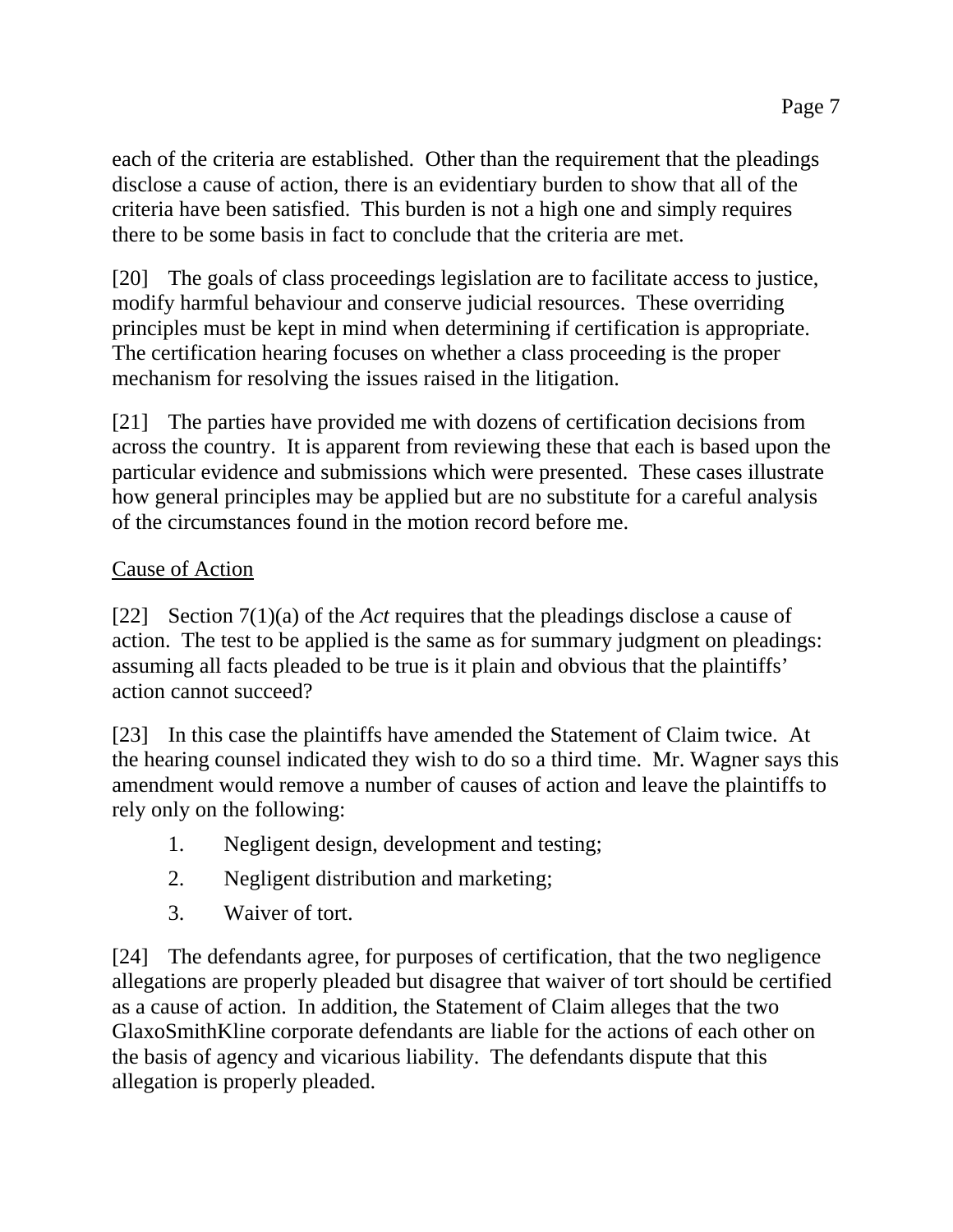each of the criteria are established. Other than the requirement that the pleadings disclose a cause of action, there is an evidentiary burden to show that all of the criteria have been satisfied. This burden is not a high one and simply requires there to be some basis in fact to conclude that the criteria are met.

[20] The goals of class proceedings legislation are to facilitate access to justice, modify harmful behaviour and conserve judicial resources. These overriding principles must be kept in mind when determining if certification is appropriate. The certification hearing focuses on whether a class proceeding is the proper mechanism for resolving the issues raised in the litigation.

[21] The parties have provided me with dozens of certification decisions from across the country. It is apparent from reviewing these that each is based upon the particular evidence and submissions which were presented. These cases illustrate how general principles may be applied but are no substitute for a careful analysis of the circumstances found in the motion record before me.

<u>Cause of Action</u>

[22] Section 7(1)(a) of the *Act* requires that the pleadings disclose a cause of action. The test to be applied is the same as for summary judgment on pleadings: assuming all facts pleaded to be true is it plain and obvious that the plaintiffs' action cannot succeed?

[23] In this case the plaintiffs have amended the Statement of Claim twice. At the hearing counsel indicated they wish to do so a third time. Mr. Wagner says this amendment would remove a number of causes of action and leave the plaintiffs to rely only on the following:

1. Negligent design, development and testing;
2. Negligent distribution and marketing;
3. Waiver of tort.

[24] The defendants agree, for purposes of certification, that the two negligence allegations are properly pleaded but disagree that waiver of tort should be certified as a cause of action. In addition, the Statement of Claim alleges that the two GlaxoSmithKline corporate defendants are liable for the actions of each other on the basis of agency and vicarious liability. The defendants dispute that this allegation is properly pleaded.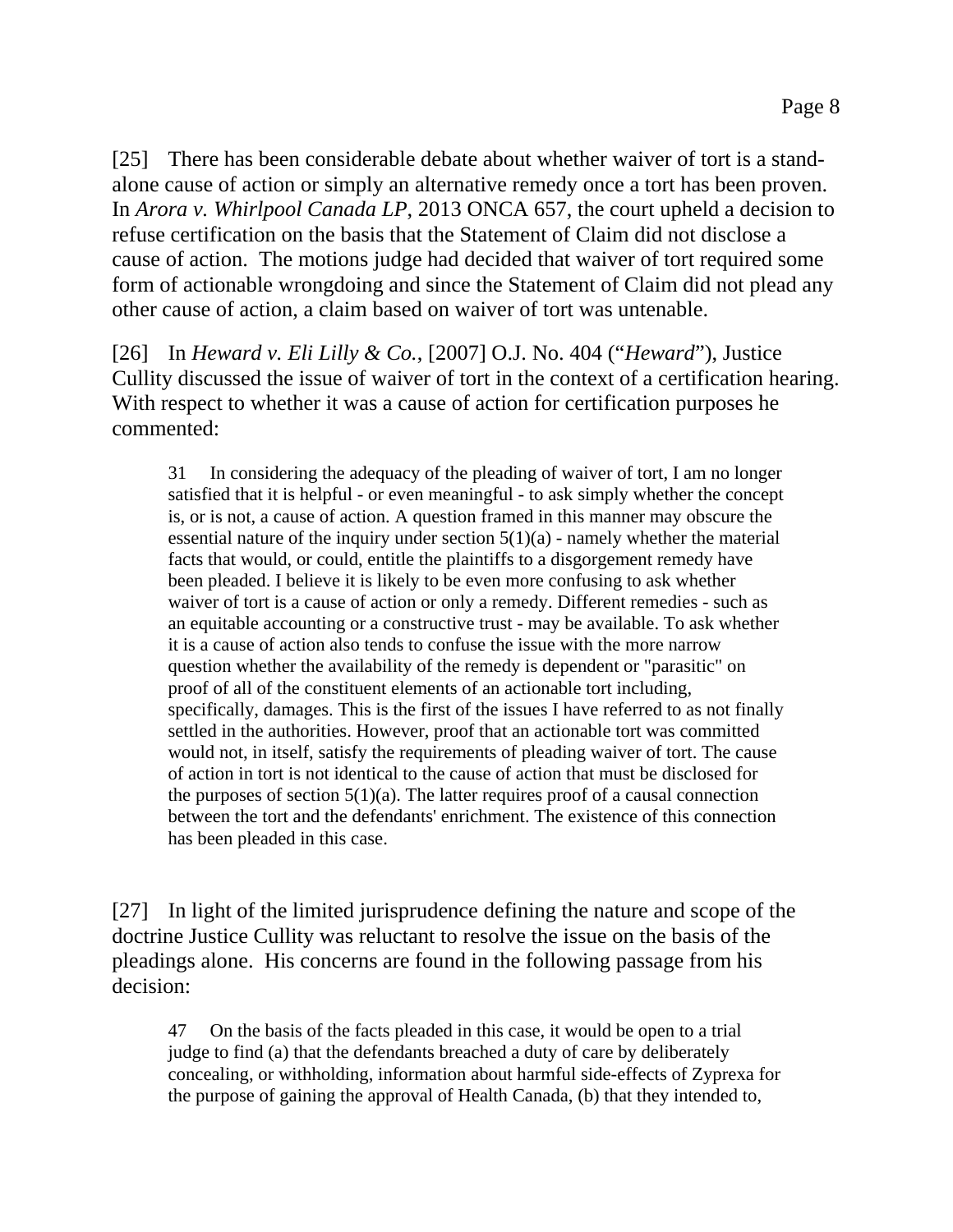[25] There has been considerable debate about whether waiver of tort is a stand-alone cause of action or simply an alternative remedy once a tort has been proven. In *Arora v. Whirlpool Canada LP*, 2013 ONCA 657, the court upheld a decision to refuse certification on the basis that the Statement of Claim did not disclose a cause of action. The motions judge had decided that waiver of tort required some form of actionable wrongdoing and since the Statement of Claim did not plead any other cause of action, a claim based on waiver of tort was untenable.

[26] In *Heward v. Eli Lilly & Co.*, [2007] O.J. No. 404 ("*Heward*"), Justice Cullity discussed the issue of waiver of tort in the context of a certification hearing. With respect to whether it was a cause of action for certification purposes he commented:

> 31 In considering the adequacy of the pleading of waiver of tort, I am no longer satisfied that it is helpful - or even meaningful - to ask simply whether the concept is, or is not, a cause of action. A question framed in this manner may obscure the essential nature of the inquiry under section 5(1)(a) - namely whether the material facts that would, or could, entitle the plaintiffs to a disgorgement remedy have been pleaded. I believe it is likely to be even more confusing to ask whether waiver of tort is a cause of action or only a remedy. Different remedies - such as an equitable accounting or a constructive trust - may be available. To ask whether it is a cause of action also tends to confuse the issue with the more narrow question whether the availability of the remedy is dependent or "parasitic" on proof of all of the constituent elements of an actionable tort including, specifically, damages. This is the first of the issues I have referred to as not finally settled in the authorities. However, proof that an actionable tort was committed would not, in itself, satisfy the requirements of pleading waiver of tort. The cause of action in tort is not identical to the cause of action that must be disclosed for the purposes of section 5(1)(a). The latter requires proof of a causal connection between the tort and the defendants' enrichment. The existence of this connection has been pleaded in this case.

[27] In light of the limited jurisprudence defining the nature and scope of the doctrine Justice Cullity was reluctant to resolve the issue on the basis of the pleadings alone. His concerns are found in the following passage from his decision:

> 47 On the basis of the facts pleaded in this case, it would be open to a trial judge to find (a) that the defendants breached a duty of care by deliberately concealing, or withholding, information about harmful side-effects of Zyprexa for the purpose of gaining the approval of Health Canada, (b) that they intended to,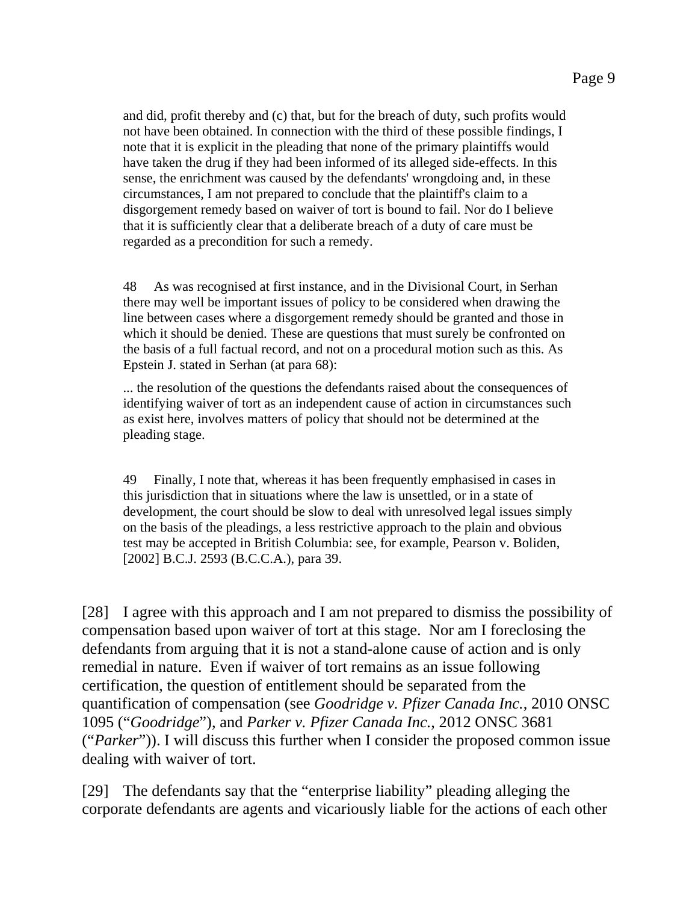> and did, profit thereby and (c) that, but for the breach of duty, such profits would not have been obtained. In connection with the third of these possible findings, I note that it is explicit in the pleading that none of the primary plaintiffs would have taken the drug if they had been informed of its alleged side-effects. In this sense, the enrichment was caused by the defendants' wrongdoing and, in these circumstances, I am not prepared to conclude that the plaintiff's claim to a disgorgement remedy based on waiver of tort is bound to fail. Nor do I believe that it is sufficiently clear that a deliberate breach of a duty of care must be regarded as a precondition for such a remedy.
>
> 48 As was recognised at first instance, and in the Divisional Court, in Serhan there may well be important issues of policy to be considered when drawing the line between cases where a disgorgement remedy should be granted and those in which it should be denied. These are questions that must surely be confronted on the basis of a full factual record, and not on a procedural motion such as this. As Epstein J. stated in Serhan (at para 68):
>
> ... the resolution of the questions the defendants raised about the consequences of identifying waiver of tort as an independent cause of action in circumstances such as exist here, involves matters of policy that should not be determined at the pleading stage.
>
> 49 Finally, I note that, whereas it has been frequently emphasised in cases in this jurisdiction that in situations where the law is unsettled, or in a state of development, the court should be slow to deal with unresolved legal issues simply on the basis of the pleadings, a less restrictive approach to the plain and obvious test may be accepted in British Columbia: see, for example, Pearson v. Boliden, [2002] B.C.J. 2593 (B.C.C.A.), para 39.

[28] I agree with this approach and I am not prepared to dismiss the possibility of compensation based upon waiver of tort at this stage. Nor am I foreclosing the defendants from arguing that it is not a stand-alone cause of action and is only remedial in nature. Even if waiver of tort remains as an issue following certification, the question of entitlement should be separated from the quantification of compensation (see *Goodridge v. Pfizer Canada Inc.*, 2010 ONSC 1095 ("*Goodridge*"), and *Parker v. Pfizer Canada Inc.*, 2012 ONSC 3681 ("*Parker*")). I will discuss this further when I consider the proposed common issue dealing with waiver of tort.

[29] The defendants say that the "enterprise liability" pleading alleging the corporate defendants are agents and vicariously liable for the actions of each other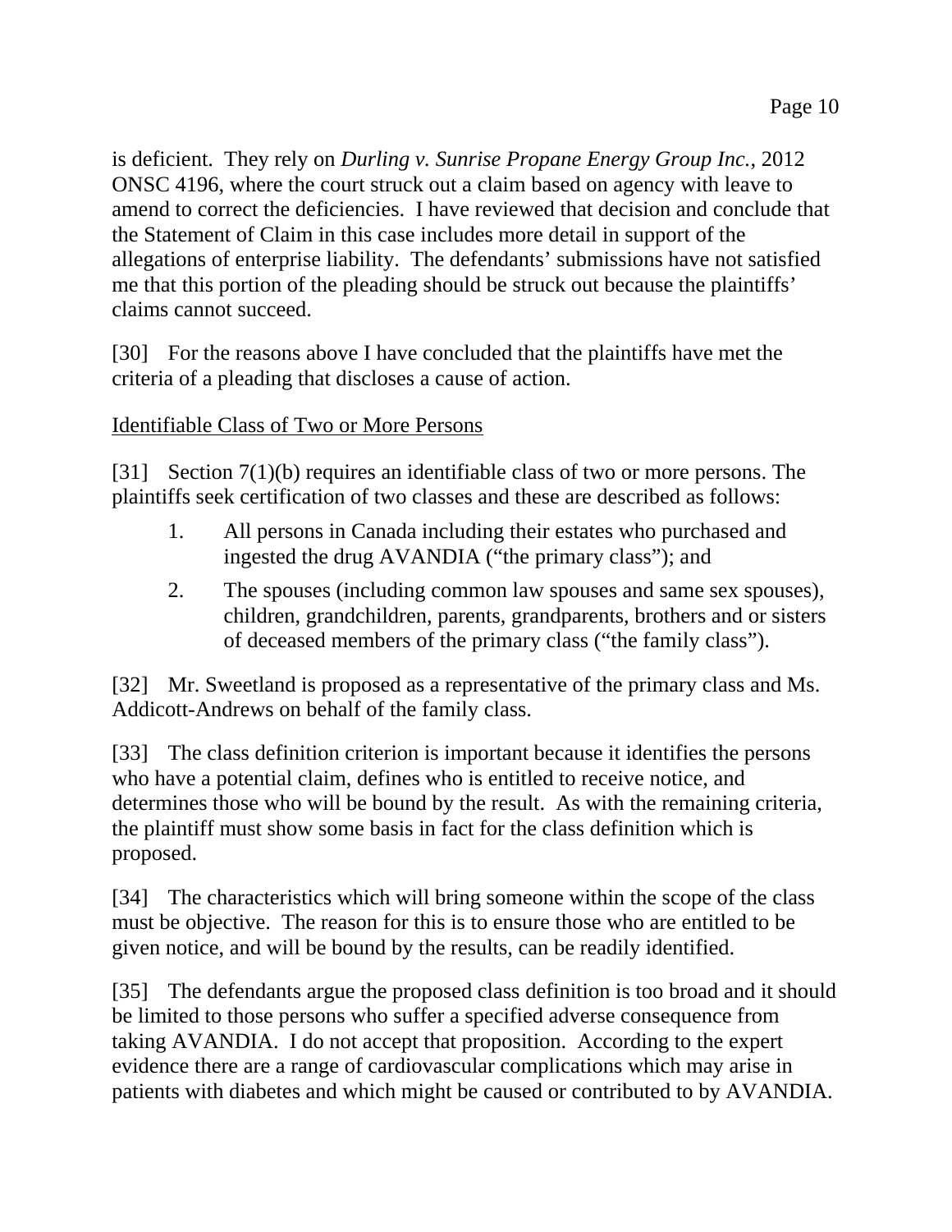is deficient. They rely on *Durling v. Sunrise Propane Energy Group Inc.*, 2012 ONSC 4196, where the court struck out a claim based on agency with leave to amend to correct the deficiencies. I have reviewed that decision and conclude that the Statement of Claim in this case includes more detail in support of the allegations of enterprise liability. The defendants' submissions have not satisfied me that this portion of the pleading should be struck out because the plaintiffs' claims cannot succeed.

[30] For the reasons above I have concluded that the plaintiffs have met the criteria of a pleading that discloses a cause of action.

Identifiable Class of Two or More Persons

[31] Section 7(1)(b) requires an identifiable class of two or more persons. The plaintiffs seek certification of two classes and these are described as follows:

1. All persons in Canada including their estates who purchased and ingested the drug AVANDIA ("the primary class"); and
2. The spouses (including common law spouses and same sex spouses), children, grandchildren, parents, grandparents, brothers and or sisters of deceased members of the primary class ("the family class").

[32] Mr. Sweetland is proposed as a representative of the primary class and Ms. Addicott-Andrews on behalf of the family class.

[33] The class definition criterion is important because it identifies the persons who have a potential claim, defines who is entitled to receive notice, and determines those who will be bound by the result. As with the remaining criteria, the plaintiff must show some basis in fact for the class definition which is proposed.

[34] The characteristics which will bring someone within the scope of the class must be objective. The reason for this is to ensure those who are entitled to be given notice, and will be bound by the results, can be readily identified.

[35] The defendants argue the proposed class definition is too broad and it should be limited to those persons who suffer a specified adverse consequence from taking AVANDIA. I do not accept that proposition. According to the expert evidence there are a range of cardiovascular complications which may arise in patients with diabetes and which might be caused or contributed to by AVANDIA.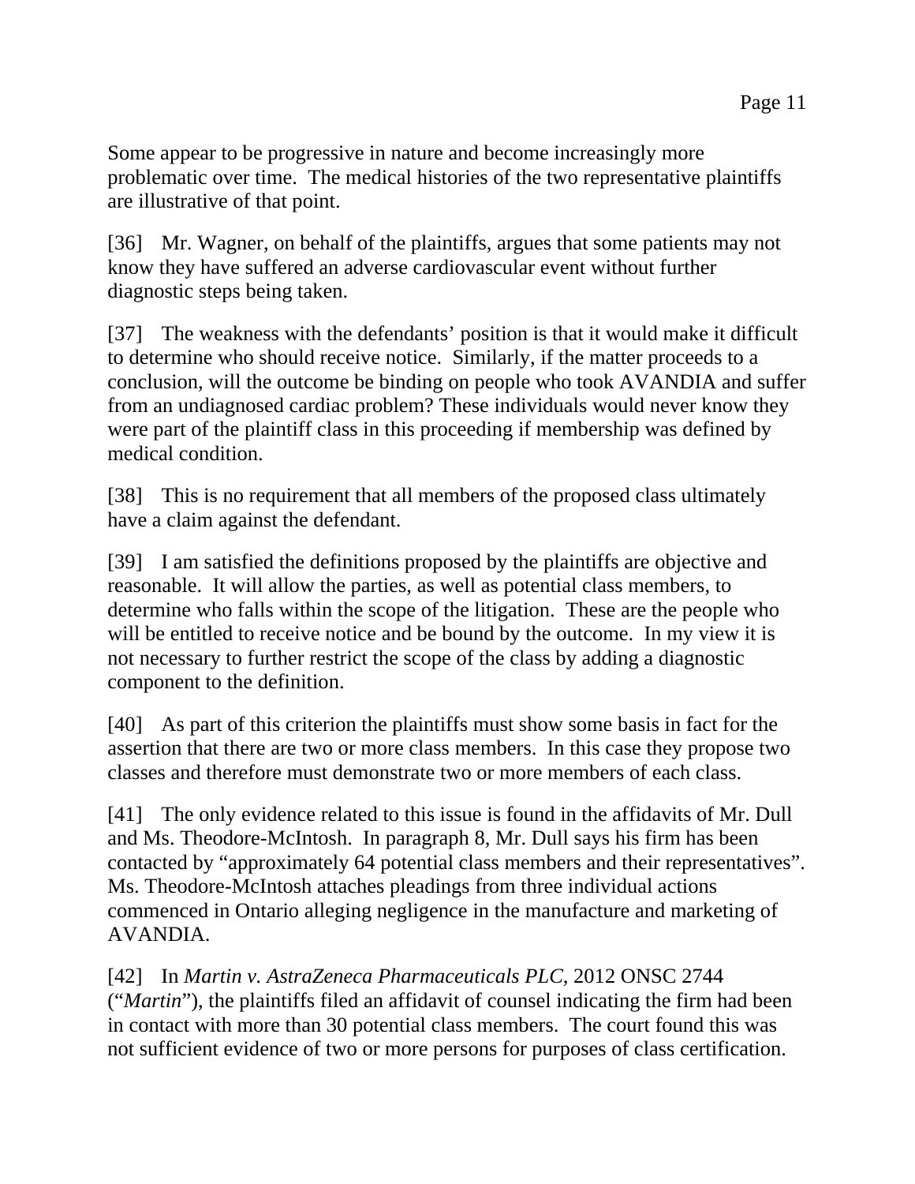Some appear to be progressive in nature and become increasingly more problematic over time. The medical histories of the two representative plaintiffs are illustrative of that point.

[36] Mr. Wagner, on behalf of the plaintiffs, argues that some patients may not know they have suffered an adverse cardiovascular event without further diagnostic steps being taken.

[37] The weakness with the defendants' position is that it would make it difficult to determine who should receive notice. Similarly, if the matter proceeds to a conclusion, will the outcome be binding on people who took AVANDIA and suffer from an undiagnosed cardiac problem? These individuals would never know they were part of the plaintiff class in this proceeding if membership was defined by medical condition.

[38] This is no requirement that all members of the proposed class ultimately have a claim against the defendant.

[39] I am satisfied the definitions proposed by the plaintiffs are objective and reasonable. It will allow the parties, as well as potential class members, to determine who falls within the scope of the litigation. These are the people who will be entitled to receive notice and be bound by the outcome. In my view it is not necessary to further restrict the scope of the class by adding a diagnostic component to the definition.

[40] As part of this criterion the plaintiffs must show some basis in fact for the assertion that there are two or more class members. In this case they propose two classes and therefore must demonstrate two or more members of each class.

[41] The only evidence related to this issue is found in the affidavits of Mr. Dull and Ms. Theodore-McIntosh. In paragraph 8, Mr. Dull says his firm has been contacted by "approximately 64 potential class members and their representatives". Ms. Theodore-McIntosh attaches pleadings from three individual actions commenced in Ontario alleging negligence in the manufacture and marketing of AVANDIA.

[42] In *Martin v. AstraZeneca Pharmaceuticals PLC*, 2012 ONSC 2744 ("*Martin*"), the plaintiffs filed an affidavit of counsel indicating the firm had been in contact with more than 30 potential class members. The court found this was not sufficient evidence of two or more persons for purposes of class certification.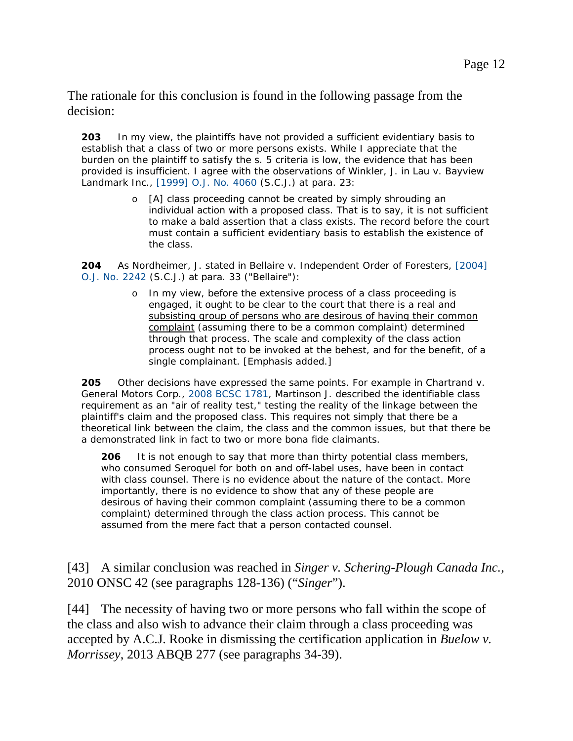The rationale for this conclusion is found in the following passage from the decision:

> **203** In my view, the plaintiffs have not provided a sufficient evidentiary basis to establish that a class of two or more persons exists. While I appreciate that the burden on the plaintiff to satisfy the s. 5 criteria is low, the evidence that has been provided is insufficient. I agree with the observations of Winkler, J. in Lau v. Bayview Landmark Inc., [1999] O.J. No. 4060 (S.C.J.) at para. 23:
>
> > [A] class proceeding cannot be created by simply shrouding an individual action with a proposed class. That is to say, it is not sufficient to make a bald assertion that a class exists. The record before the court must contain a sufficient evidentiary basis to establish the existence of the class.
>
> **204** As Nordheimer, J. stated in Bellaire v. Independent Order of Foresters, [2004] O.J. No. 2242 (S.C.J.) at para. 33 ("Bellaire"):
>
> > In my view, before the extensive process of a class proceeding is engaged, it ought to be clear to the court that there is a <u>real and subsisting group of persons who are desirous of having their common complaint</u> (assuming there to be a common complaint) determined through that process. The scale and complexity of the class action process ought not to be invoked at the behest, and for the benefit, of a single complainant. [Emphasis added.]
>
> **205** Other decisions have expressed the same points. For example in Chartrand v. General Motors Corp., 2008 BCSC 1781, Martinson J. described the identifiable class requirement as an "air of reality test," testing the reality of the linkage between the plaintiff's claim and the proposed class. This requires not simply that there be a theoretical link between the claim, the class and the common issues, but that there be a demonstrated link in fact to two or more bona fide claimants.
>
> **206** It is not enough to say that more than thirty potential class members, who consumed Seroquel for both on and off-label uses, have been in contact with class counsel. There is no evidence about the nature of the contact. More importantly, there is no evidence to show that any of these people are desirous of having their common complaint (assuming there to be a common complaint) determined through the class action process. This cannot be assumed from the mere fact that a person contacted counsel.

[43] A similar conclusion was reached in *Singer v. Schering-Plough Canada Inc.*, 2010 ONSC 42 (see paragraphs 128-136) ("*Singer*").

[44] The necessity of having two or more persons who fall within the scope of the class and also wish to advance their claim through a class proceeding was accepted by A.C.J. Rooke in dismissing the certification application in *Buelow v. Morrissey*, 2013 ABQB 277 (see paragraphs 34-39).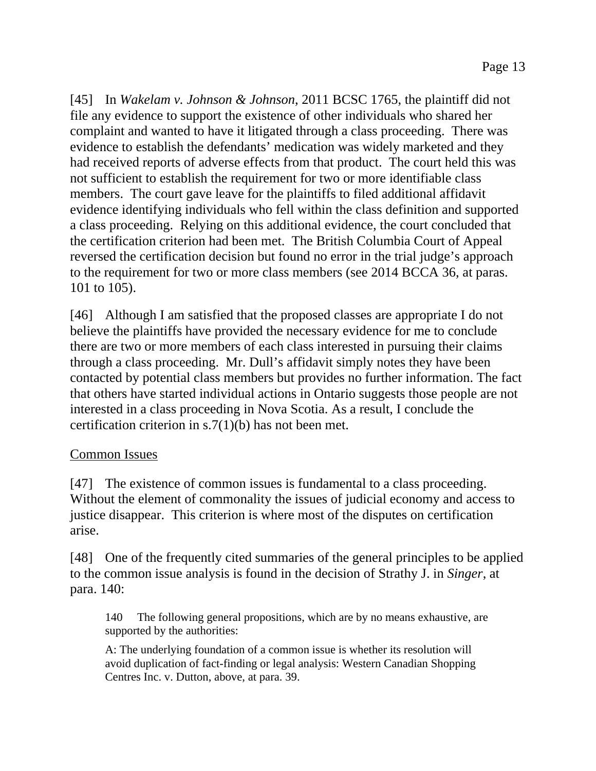[45] In *Wakelam v. Johnson & Johnson*, 2011 BCSC 1765, the plaintiff did not file any evidence to support the existence of other individuals who shared her complaint and wanted to have it litigated through a class proceeding. There was evidence to establish the defendants' medication was widely marketed and they had received reports of adverse effects from that product. The court held this was not sufficient to establish the requirement for two or more identifiable class members. The court gave leave for the plaintiffs to filed additional affidavit evidence identifying individuals who fell within the class definition and supported a class proceeding. Relying on this additional evidence, the court concluded that the certification criterion had been met. The British Columbia Court of Appeal reversed the certification decision but found no error in the trial judge's approach to the requirement for two or more class members (see 2014 BCCA 36, at paras. 101 to 105).

[46] Although I am satisfied that the proposed classes are appropriate I do not believe the plaintiffs have provided the necessary evidence for me to conclude there are two or more members of each class interested in pursuing their claims through a class proceeding. Mr. Dull's affidavit simply notes they have been contacted by potential class members but provides no further information. The fact that others have started individual actions in Ontario suggests those people are not interested in a class proceeding in Nova Scotia. As a result, I conclude the certification criterion in s.7(1)(b) has not been met.

<u>Common Issues</u>

[47] The existence of common issues is fundamental to a class proceeding. Without the element of commonality the issues of judicial economy and access to justice disappear. This criterion is where most of the disputes on certification arise.

[48] One of the frequently cited summaries of the general principles to be applied to the common issue analysis is found in the decision of Strathy J. in *Singer*, at para. 140:

> 140 The following general propositions, which are by no means exhaustive, are supported by the authorities:
>
> A: The underlying foundation of a common issue is whether its resolution will avoid duplication of fact-finding or legal analysis: Western Canadian Shopping Centres Inc. v. Dutton, above, at para. 39.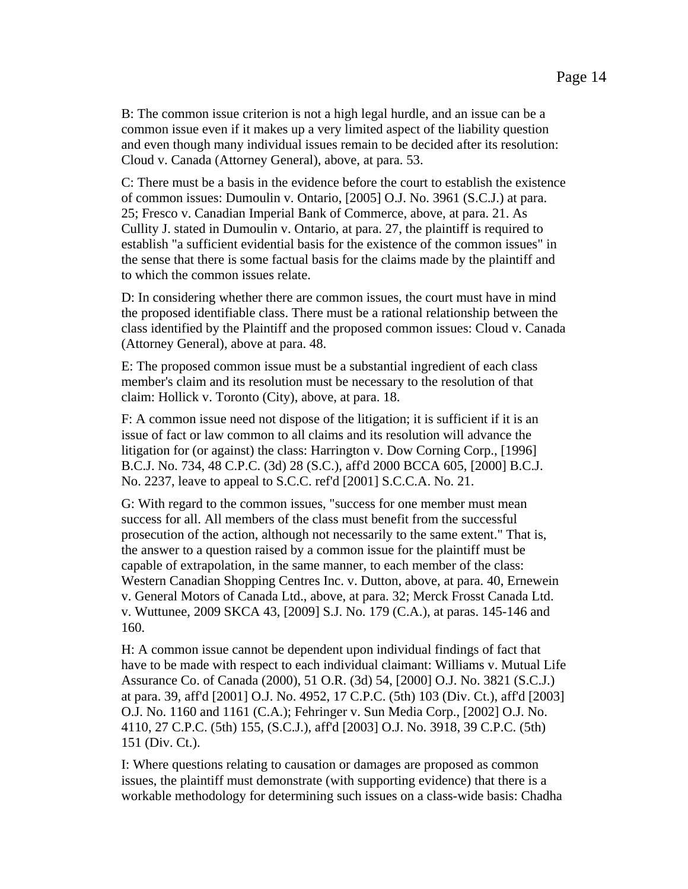B: The common issue criterion is not a high legal hurdle, and an issue can be a common issue even if it makes up a very limited aspect of the liability question and even though many individual issues remain to be decided after its resolution: Cloud v. Canada (Attorney General), above, at para. 53.

C: There must be a basis in the evidence before the court to establish the existence of common issues: Dumoulin v. Ontario, [2005] O.J. No. 3961 (S.C.J.) at para. 25; Fresco v. Canadian Imperial Bank of Commerce, above, at para. 21. As Cullity J. stated in Dumoulin v. Ontario, at para. 27, the plaintiff is required to establish "a sufficient evidential basis for the existence of the common issues" in the sense that there is some factual basis for the claims made by the plaintiff and to which the common issues relate.

D: In considering whether there are common issues, the court must have in mind the proposed identifiable class. There must be a rational relationship between the class identified by the Plaintiff and the proposed common issues: Cloud v. Canada (Attorney General), above at para. 48.

E: The proposed common issue must be a substantial ingredient of each class member's claim and its resolution must be necessary to the resolution of that claim: Hollick v. Toronto (City), above, at para. 18.

F: A common issue need not dispose of the litigation; it is sufficient if it is an issue of fact or law common to all claims and its resolution will advance the litigation for (or against) the class: Harrington v. Dow Corning Corp., [1996] B.C.J. No. 734, 48 C.P.C. (3d) 28 (S.C.), aff'd 2000 BCCA 605, [2000] B.C.J. No. 2237, leave to appeal to S.C.C. ref'd [2001] S.C.C.A. No. 21.

G: With regard to the common issues, "success for one member must mean success for all. All members of the class must benefit from the successful prosecution of the action, although not necessarily to the same extent." That is, the answer to a question raised by a common issue for the plaintiff must be capable of extrapolation, in the same manner, to each member of the class: Western Canadian Shopping Centres Inc. v. Dutton, above, at para. 40, Ernewein v. General Motors of Canada Ltd., above, at para. 32; Merck Frosst Canada Ltd. v. Wuttunee, 2009 SKCA 43, [2009] S.J. No. 179 (C.A.), at paras. 145-146 and 160.

H: A common issue cannot be dependent upon individual findings of fact that have to be made with respect to each individual claimant: Williams v. Mutual Life Assurance Co. of Canada (2000), 51 O.R. (3d) 54, [2000] O.J. No. 3821 (S.C.J.) at para. 39, aff'd [2001] O.J. No. 4952, 17 C.P.C. (5th) 103 (Div. Ct.), aff'd [2003] O.J. No. 1160 and 1161 (C.A.); Fehringer v Sun Media Corp., [2002] O.J. No. 4110, 27 C.P.C. (5th) 155, (S.C.J.), aff'd [2003] O.J. No. 3918, 39 C.P.C. (5th) 151 (Div. Ct.).

I: Where questions relating to causation or damages are proposed as common issues, the plaintiff must demonstrate (with supporting evidence) that there is a workable methodology for determining such issues on a class-wide basis: Chadha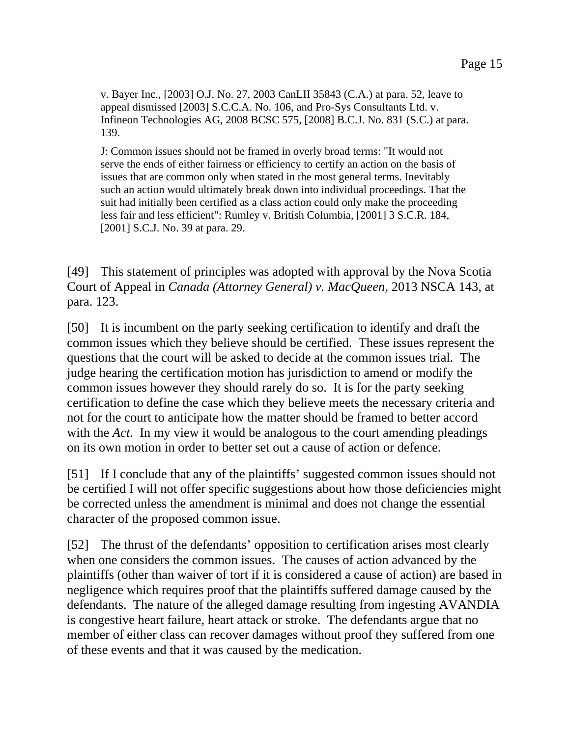> v. Bayer Inc., [2003] O.J. No. 27, 2003 CanLII 35843 (C.A.) at para. 52, leave to appeal dismissed [2003] S.C.C.A. No. 106, and Pro-Sys Consultants Ltd. v. Infineon Technologies AG, 2008 BCSC 575, [2008] B.C.J. No. 831 (S.C.) at para. 139.
>
> J: Common issues should not be framed in overly broad terms: "It would not serve the ends of either fairness or efficiency to certify an action on the basis of issues that are common only when stated in the most general terms. Inevitably such an action would ultimately break down into individual proceedings. That the suit had initially been certified as a class action could only make the proceeding less fair and less efficient": Rumley v. British Columbia, [2001] 3 S.C.R. 184, [2001] S.C.J. No. 39 at para. 29.

[49] This statement of principles was adopted with approval by the Nova Scotia Court of Appeal in *Canada (Attorney General) v. MacQueen*, 2013 NSCA 143, at para. 123.

[50] It is incumbent on the party seeking certification to identify and draft the common issues which they believe should be certified. These issues represent the questions that the court will be asked to decide at the common issues trial. The judge hearing the certification motion has jurisdiction to amend or modify the common issues however they should rarely do so. It is for the party seeking certification to define the case which they believe meets the necessary criteria and not for the court to anticipate how the matter should be framed to better accord with the *Act*. In my view it would be analogous to the court amending pleadings on its own motion in order to better set out a cause of action or defence.

[51] If I conclude that any of the plaintiffs' suggested common issues should not be certified I will not offer specific suggestions about how those deficiencies might be corrected unless the amendment is minimal and does not change the essential character of the proposed common issue.

[52] The thrust of the defendants' opposition to certification arises most clearly when one considers the common issues. The causes of action advanced by the plaintiffs (other than waiver of tort if it is considered a cause of action) are based in negligence which requires proof that the plaintiffs suffered damage caused by the defendants. The nature of the alleged damage resulting from ingesting AVANDIA is congestive heart failure, heart attack or stroke. The defendants argue that no member of either class can recover damages without proof they suffered from one of these events and that it was caused by the medication.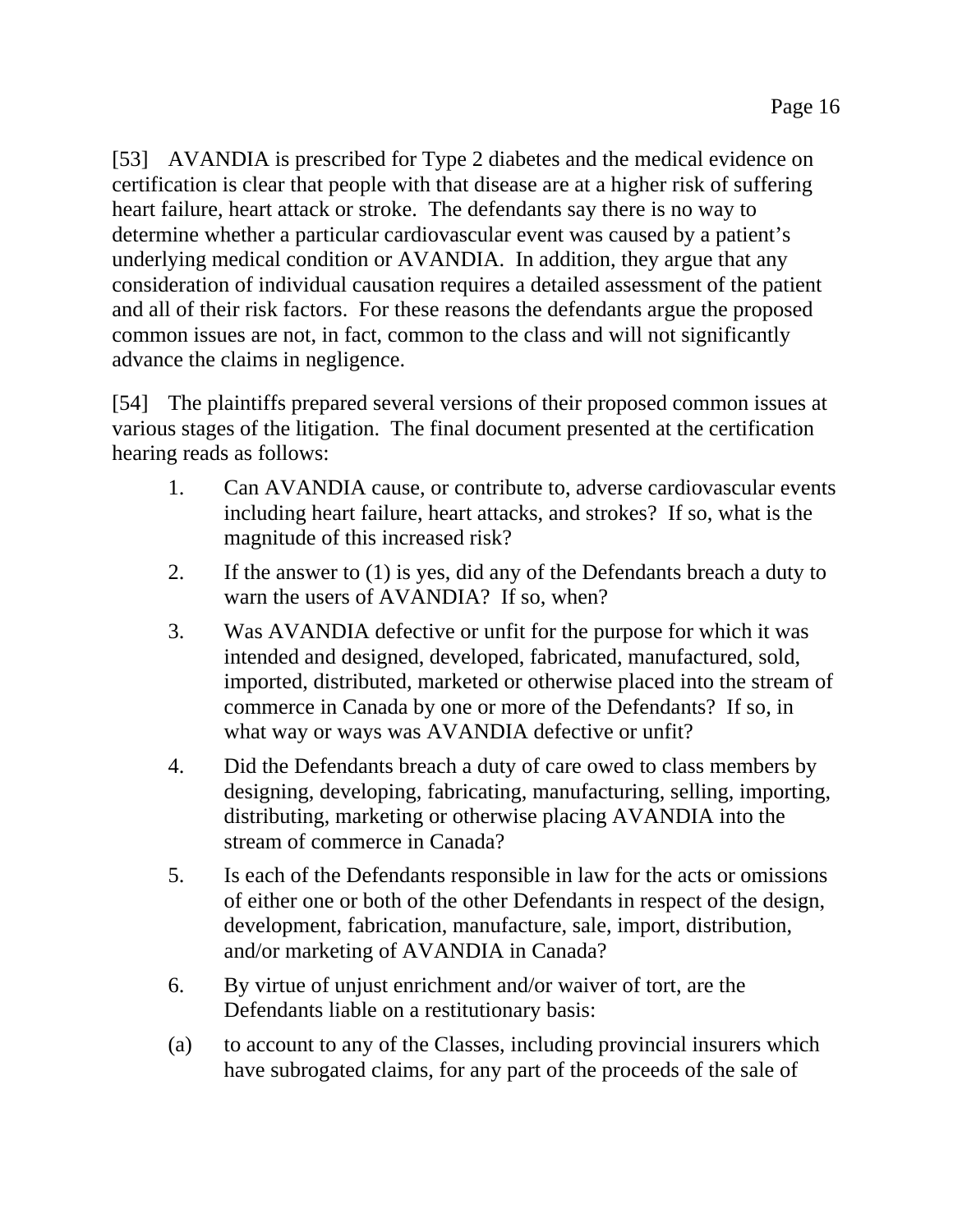[53] AVANDIA is prescribed for Type 2 diabetes and the medical evidence on certification is clear that people with that disease are at a higher risk of suffering heart failure, heart attack or stroke. The defendants say there is no way to determine whether a particular cardiovascular event was caused by a patient's underlying medical condition or AVANDIA. In addition, they argue that any consideration of individual causation requires a detailed assessment of the patient and all of their risk factors. For these reasons the defendants argue the proposed common issues are not, in fact, common to the class and will not significantly advance the claims in negligence.

[54] The plaintiffs prepared several versions of their proposed common issues at various stages of the litigation. The final document presented at the certification hearing reads as follows:

1. Can AVANDIA cause, or contribute to, adverse cardiovascular events including heart failure, heart attacks, and strokes? If so, what is the magnitude of this increased risk?

2. If the answer to (1) is yes, did any of the Defendants breach a duty to warn the users of AVANDIA? If so, when?

3. Was AVANDIA defective or unfit for the purpose for which it was intended and designed, developed, fabricated, manufactured, sold, imported, distributed, marketed or otherwise placed into the stream of commerce in Canada by one or more of the Defendants? If so, in what way or ways was AVANDIA defective or unfit?

4. Did the Defendants breach a duty of care owed to class members by designing, developing, fabricating, manufacturing, selling, importing, distributing, marketing or otherwise placing AVANDIA into the stream of commerce in Canada?

5. Is each of the Defendants responsible in law for the acts or omissions of either one or both of the other Defendants in respect of the design, development, fabrication, manufacture, sale, import, distribution, and/or marketing of AVANDIA in Canada?

6. By virtue of unjust enrichment and/or waiver of tort, are the Defendants liable on a restitutionary basis:

(a) to account to any of the Classes, including provincial insurers which have subrogated claims, for any part of the proceeds of the sale of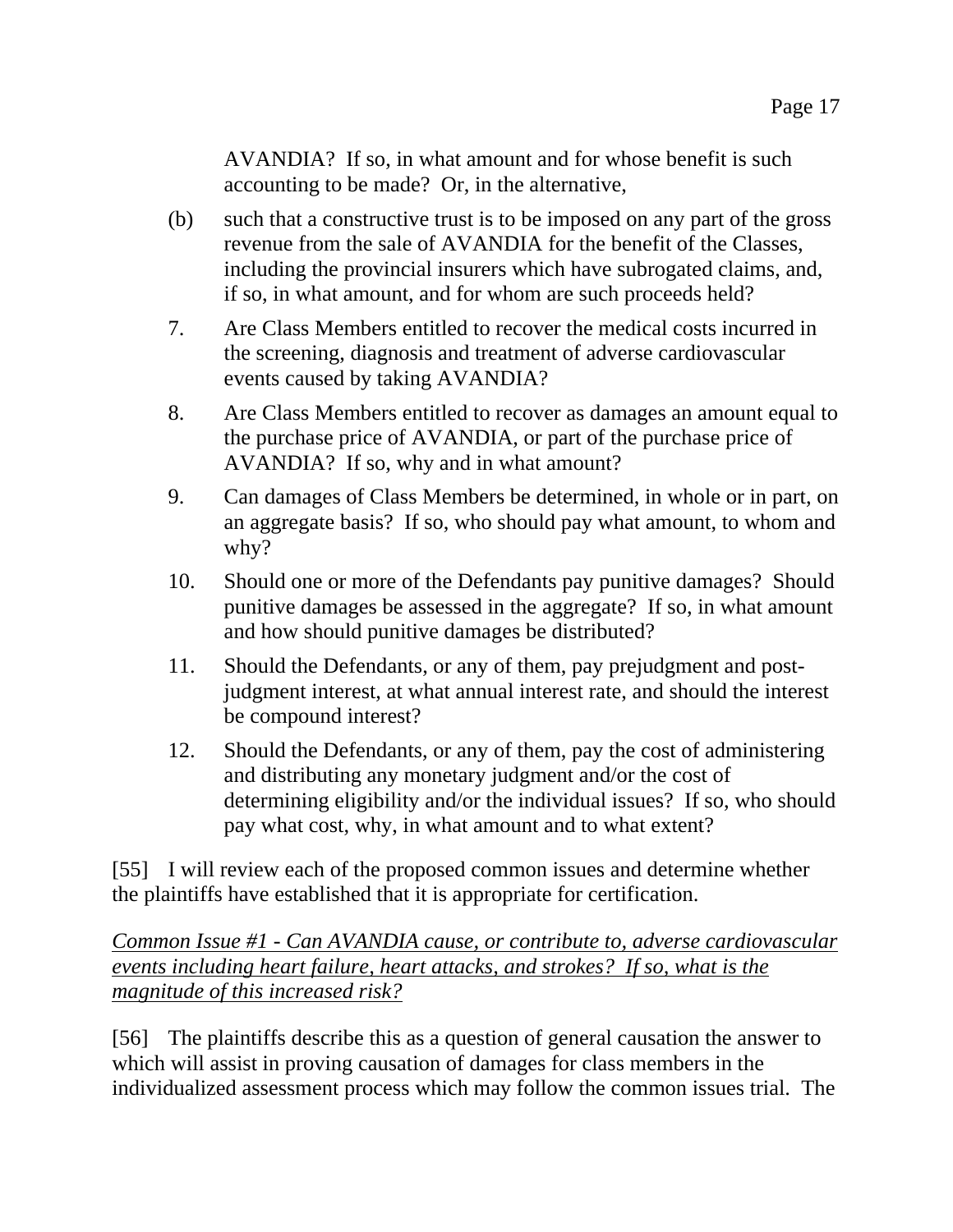AVANDIA? If so, in what amount and for whose benefit is such accounting to be made? Or, in the alternative,

(b) such that a constructive trust is to be imposed on any part of the gross revenue from the sale of AVANDIA for the benefit of the Classes, including the provincial insurers which have subrogated claims, and, if so, in what amount, and for whom are such proceeds held?

7. Are Class Members entitled to recover the medical costs incurred in the screening, diagnosis and treatment of adverse cardiovascular events caused by taking AVANDIA?

8. Are Class Members entitled to recover as damages an amount equal to the purchase price of AVANDIA, or part of the purchase price of AVANDIA? If so, why and in what amount?

9. Can damages of Class Members be determined, in whole or in part, on an aggregate basis? If so, who should pay what amount, to whom and why?

10. Should one or more of the Defendants pay punitive damages? Should punitive damages be assessed in the aggregate? If so, in what amount and how should punitive damages be distributed?

11. Should the Defendants, or any of them, pay prejudgment and post-judgment interest, at what annual interest rate, and should the interest be compound interest?

12. Should the Defendants, or any of them, pay the cost of administering and distributing any monetary judgment and/or the cost of determining eligibility and/or the individual issues? If so, who should pay what cost, why, in what amount and to what extent?

[55] I will review each of the proposed common issues and determine whether the plaintiffs have established that it is appropriate for certification.

*Common Issue #1 - Can AVANDIA cause, or contribute to, adverse cardiovascular events including heart failure, heart attacks, and strokes? If so, what is the magnitude of this increased risk?*

[56] The plaintiffs describe this as a question of general causation the answer to which will assist in proving causation of damages for class members in the individualized assessment process which may follow the common issues trial. The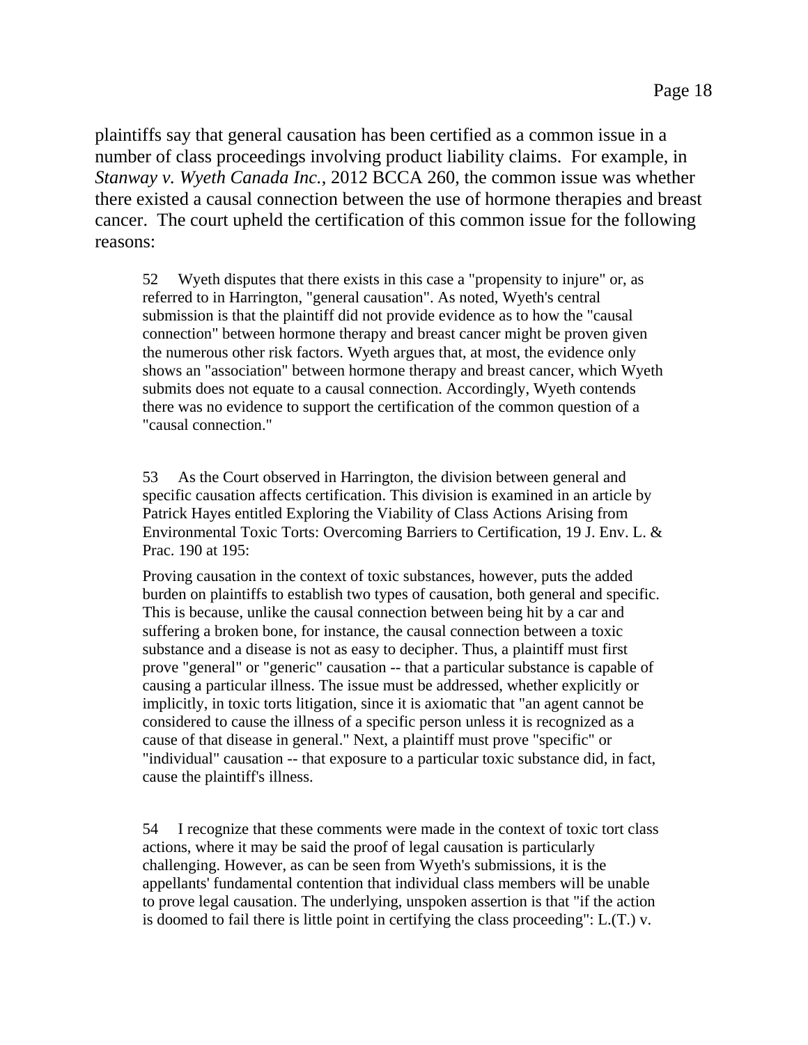plaintiffs say that general causation has been certified as a common issue in a number of class proceedings involving product liability claims. For example, in *Stanway v. Wyeth Canada Inc.*, 2012 BCCA 260, the common issue was whether there existed a causal connection between the use of hormone therapies and breast cancer. The court upheld the certification of this common issue for the following reasons:

> 52 Wyeth disputes that there exists in this case a "propensity to injure" or, as referred to in Harrington, "general causation". As noted, Wyeth's central submission is that the plaintiff did not provide evidence as to how the "causal connection" between hormone therapy and breast cancer might be proven given the numerous other risk factors. Wyeth argues that, at most, the evidence only shows an "association" between hormone therapy and breast cancer, which Wyeth submits does not equate to a causal connection. Accordingly, Wyeth contends there was no evidence to support the certification of the common question of a "causal connection."
>
> 53 As the Court observed in Harrington, the division between general and specific causation affects certification. This division is examined in an article by Patrick Hayes entitled Exploring the Viability of Class Actions Arising from Environmental Toxic Torts: Overcoming Barriers to Certification, 19 J. Env. L. & Prac. 190 at 195:
>
> Proving causation in the context of toxic substances, however, puts the added burden on plaintiffs to establish two types of causation, both general and specific. This is because, unlike the causal connection between being hit by a car and suffering a broken bone, for instance, the causal connection between a toxic substance and a disease is not as easy to decipher. Thus, a plaintiff must first prove "general" or "generic" causation -- that a particular substance is capable of causing a particular illness. The issue must be addressed, whether explicitly or implicitly, in toxic torts litigation, since it is axiomatic that "an agent cannot be considered to cause the illness of a specific person unless it is recognized as a cause of that disease in general." Next, a plaintiff must prove "specific" or "individual" causation -- that exposure to a particular toxic substance did, in fact, cause the plaintiff's illness.
>
> 54 I recognize that these comments were made in the context of toxic tort class actions, where it may be said the proof of legal causation is particularly challenging. However, as can be seen from Wyeth's submissions, it is the appellants' fundamental contention that individual class members will be unable to prove legal causation. The underlying, unspoken assertion is that "if the action is doomed to fail there is little point in certifying the class proceeding": L.(T.) v.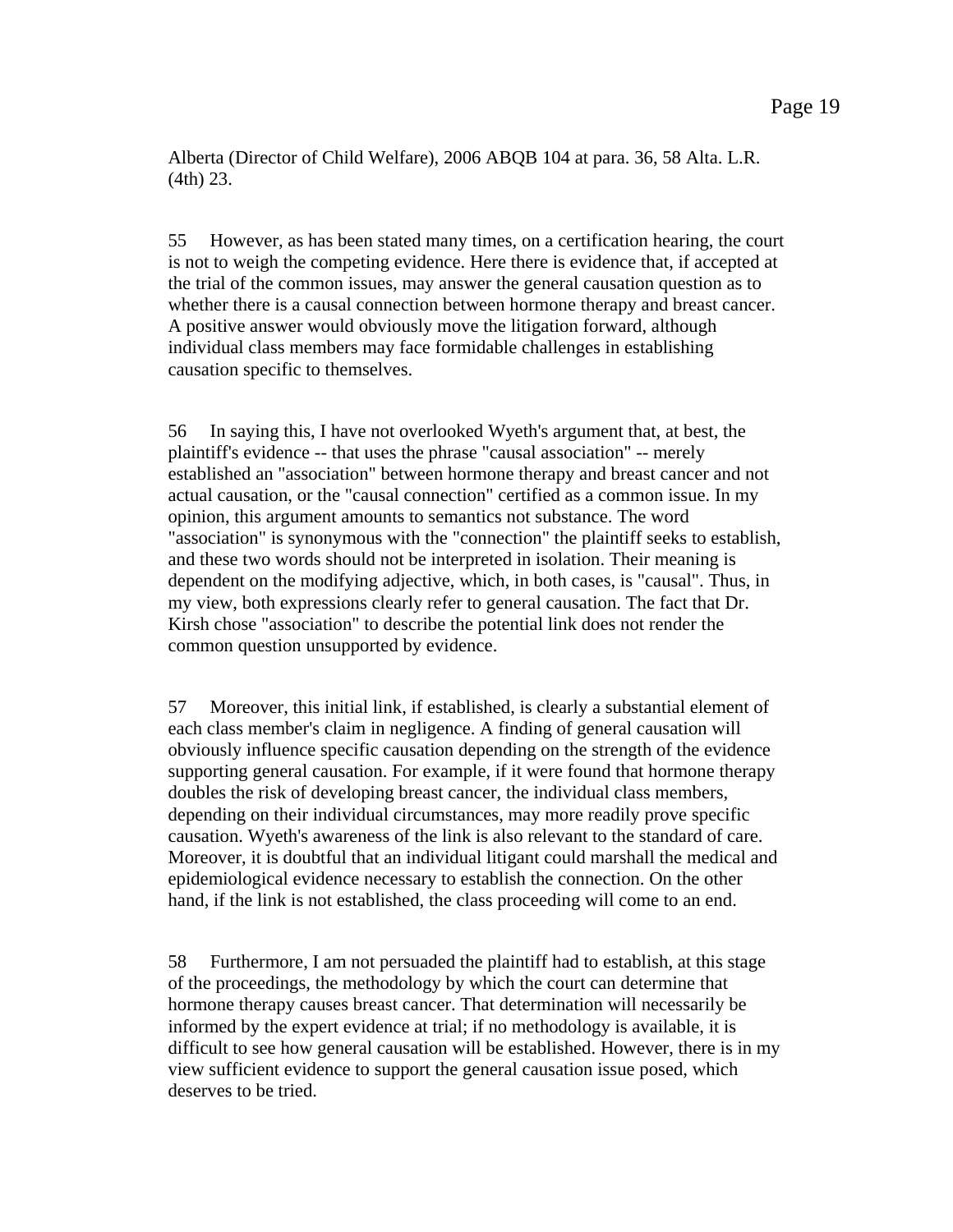Alberta (Director of Child Welfare), 2006 ABQB 104 at para. 36, 58 Alta. L.R. (4th) 23.

55 However, as has been stated many times, on a certification hearing, the court is not to weigh the competing evidence. Here there is evidence that, if accepted at the trial of the common issues, may answer the general causation question as to whether there is a causal connection between hormone therapy and breast cancer. A positive answer would obviously move the litigation forward, although individual class members may face formidable challenges in establishing causation specific to themselves.

56 In saying this, I have not overlooked Wyeth's argument that, at best, the plaintiff's evidence -- that uses the phrase "causal association" -- merely established an "association" between hormone therapy and breast cancer and not actual causation, or the "causal connection" certified as a common issue. In my opinion, this argument amounts to semantics not substance. The word "association" is synonymous with the "connection" the plaintiff seeks to establish, and these two words should not be interpreted in isolation. Their meaning is dependent on the modifying adjective, which, in both cases, is "causal". Thus, in my view, both expressions clearly refer to general causation. The fact that Dr. Kirsh chose "association" to describe the potential link does not render the common question unsupported by evidence.

57 Moreover, this initial link, if established, is clearly a substantial element of each class member's claim in negligence. A finding of general causation will obviously influence specific causation depending on the strength of the evidence supporting general causation. For example, if it were found that hormone therapy doubles the risk of developing breast cancer, the individual class members, depending on their individual circumstances, may more readily prove specific causation. Wyeth's awareness of the link is also relevant to the standard of care. Moreover, it is doubtful that an individual litigant could marshall the medical and epidemiological evidence necessary to establish the connection. On the other hand, if the link is not established, the class proceeding will come to an end.

58 Furthermore, I am not persuaded the plaintiff had to establish, at this stage of the proceedings, the methodology by which the court can determine that hormone therapy causes breast cancer. That determination will necessarily be informed by the expert evidence at trial; if no methodology is available, it is difficult to see how general causation will be established. However, there is in my view sufficient evidence to support the general causation issue posed, which deserves to be tried.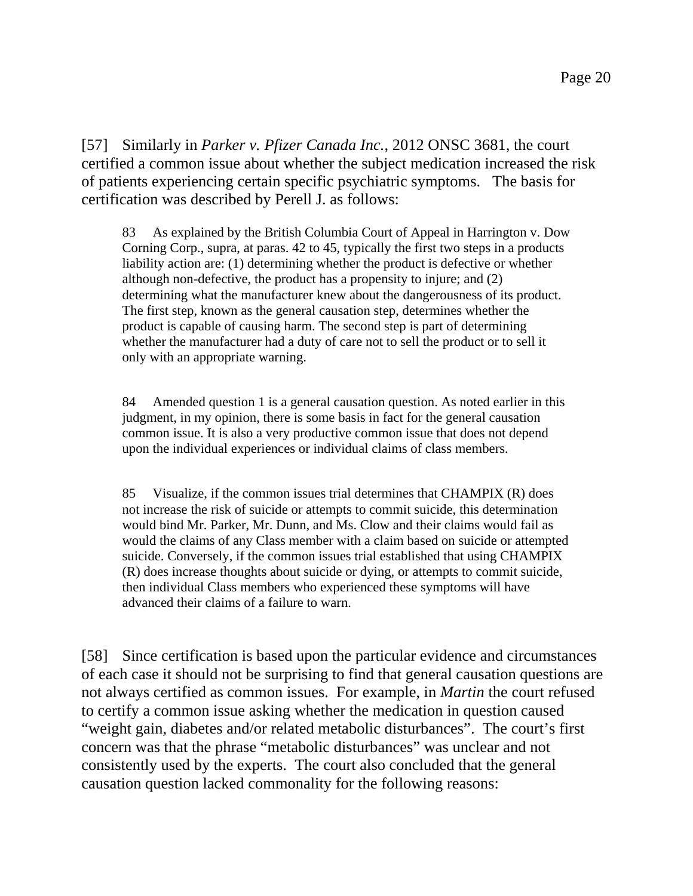[57] Similarly in *Parker v. Pfizer Canada Inc.*, 2012 ONSC 3681, the court certified a common issue about whether the subject medication increased the risk of patients experiencing certain specific psychiatric symptoms. The basis for certification was described by Perell J. as follows:

> 83 As explained by the British Columbia Court of Appeal in Harrington v. Dow Corning Corp., supra, at paras. 42 to 45, typically the first two steps in a products liability action are: (1) determining whether the product is defective or whether although non-defective, the product has a propensity to injure; and (2) determining what the manufacturer knew about the dangerousness of its product. The first step, known as the general causation step, determines whether the product is capable of causing harm. The second step is part of determining whether the manufacturer had a duty of care not to sell the product or to sell it only with an appropriate warning.
>
> 84 Amended question 1 is a general causation question. As noted earlier in this judgment, in my opinion, there is some basis in fact for the general causation common issue. It is also a very productive common issue that does not depend upon the individual experiences or individual claims of class members.
>
> 85 Visualize, if the common issues trial determines that CHAMPIX (R) does not increase the risk of suicide or attempts to commit suicide, this determination would bind Mr. Parker, Mr. Dunn, and Ms. Clow and their claims would fail as would the claims of any Class member with a claim based on suicide or attempted suicide. Conversely, if the common issues trial established that using CHAMPIX (R) does increase thoughts about suicide or dying, or attempts to commit suicide, then individual Class members who experienced these symptoms will have advanced their claims of a failure to warn.

[58] Since certification is based upon the particular evidence and circumstances of each case it should not be surprising to find that general causation questions are not always certified as common issues. For example, in *Martin* the court refused to certify a common issue asking whether the medication in question caused "weight gain, diabetes and/or related metabolic disturbances". The court's first concern was that the phrase "metabolic disturbances" was unclear and not consistently used by the experts. The court also concluded that the general causation question lacked commonality for the following reasons: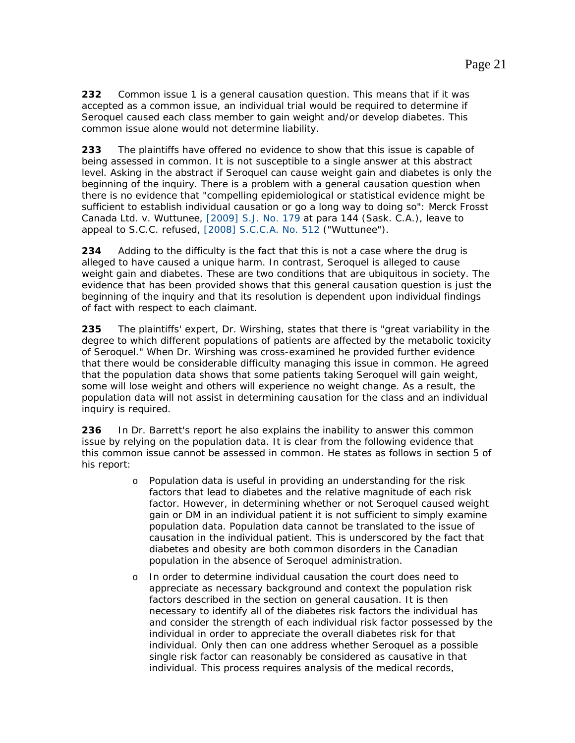**232** Common issue 1 is a general causation question. This means that if it was accepted as a common issue, an individual trial would be required to determine if Seroquel caused each class member to gain weight and/or develop diabetes. This common issue alone would not determine liability.

**233** The plaintiffs have offered no evidence to show that this issue is capable of being assessed in common. It is not susceptible to a single answer at this abstract level. Asking in the abstract if Seroquel can cause weight gain and diabetes is only the beginning of the inquiry. There is a problem with a general causation question when there is no evidence that "compelling epidemiological or statistical evidence might be sufficient to establish individual causation or go a long way to doing so": Merck Frosst Canada Ltd. v. Wuttunee, [2009] S.J. No. 179 at para 144 (Sask. C.A.), leave to appeal to S.C.C. refused, [2008] S.C.C.A. No. 512 ("Wuttunee").

**234** Adding to the difficulty is the fact that this is not a case where the drug is alleged to have caused a unique harm. In contrast, Seroquel is alleged to cause weight gain and diabetes. These are two conditions that are ubiquitous in society. The evidence that has been provided shows that this general causation question is just the beginning of the inquiry and that its resolution is dependent upon individual findings of fact with respect to each claimant.

**235** The plaintiffs' expert, Dr. Wirshing, states that there is "great variability in the degree to which different populations of patients are affected by the metabolic toxicity of Seroquel." When Dr. Wirshing was cross-examined he provided further evidence that there would be considerable difficulty managing this issue in common. He agreed that the population data shows that some patients taking Seroquel will gain weight, some will lose weight and others will experience no weight change. As a result, the population data will not assist in determining causation for the class and an individual inquiry is required.

**236** In Dr. Barrett's report he also explains the inability to answer this common issue by relying on the population data. It is clear from the following evidence that this common issue cannot be assessed in common. He states as follows in section 5 of his report:

- Population data is useful in providing an understanding for the risk factors that lead to diabetes and the relative magnitude of each risk factor. However, in determining whether or not Seroquel caused weight gain or DM in an individual patient it is not sufficient to simply examine population data. Population data cannot be translated to the issue of causation in the individual patient. This is underscored by the fact that diabetes and obesity are both common disorders in the Canadian population in the absence of Seroquel administration.
- In order to determine individual causation the court does need to appreciate as necessary background and context the population risk factors described in the section on general causation. It is then necessary to identify all of the diabetes risk factors the individual has and consider the strength of each individual risk factor possessed by the individual in order to appreciate the overall diabetes risk for that individual. Only then can one address whether Seroquel as a possible single risk factor can reasonably be considered as causative in that individual. This process requires analysis of the medical records,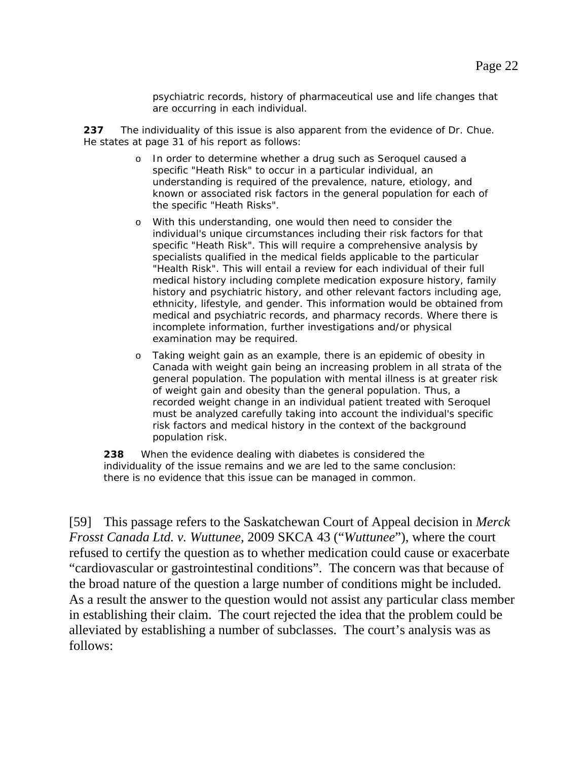psychiatric records, history of pharmaceutical use and life changes that are occurring in each individual.

**237** The individuality of this issue is also apparent from the evidence of Dr. Chue. He states at page 31 of his report as follows:

- In order to determine whether a drug such as Seroquel caused a specific "Heath Risk" to occur in a particular individual, an understanding is required of the prevalence, nature, etiology, and known or associated risk factors in the general population for each of the specific "Heath Risks".
- With this understanding, one would then need to consider the individual's unique circumstances including their risk factors for that specific "Heath Risk". This will require a comprehensive analysis by specialists qualified in the medical fields applicable to the particular "Health Risk". This will entail a review for each individual of their full medical history including complete medication exposure history, family history and psychiatric history, and other relevant factors including age, ethnicity, lifestyle, and gender. This information would be obtained from medical and psychiatric records, and pharmacy records. Where there is incomplete information, further investigations and/or physical examination may be required.
- Taking weight gain as an example, there is an epidemic of obesity in Canada with weight gain being an increasing problem in all strata of the general population. The population with mental illness is at greater risk of weight gain and obesity than the general population. Thus, a recorded weight change in an individual patient treated with Seroquel must be analyzed carefully taking into account the individual's specific risk factors and medical history in the context of the background population risk.

**238** When the evidence dealing with diabetes is considered the individuality of the issue remains and we are led to the same conclusion: there is no evidence that this issue can be managed in common.

[59] This passage refers to the Saskatchewan Court of Appeal decision in *Merck Frosst Canada Ltd. v. Wuttunee*, 2009 SKCA 43 ("*Wuttunee*"), where the court refused to certify the question as to whether medication could cause or exacerbate "cardiovascular or gastrointestinal conditions". The concern was that because of the broad nature of the question a large number of conditions might be included. As a result the answer to the question would not assist any particular class member in establishing their claim. The court rejected the idea that the problem could be alleviated by establishing a number of subclasses. The court's analysis was as follows: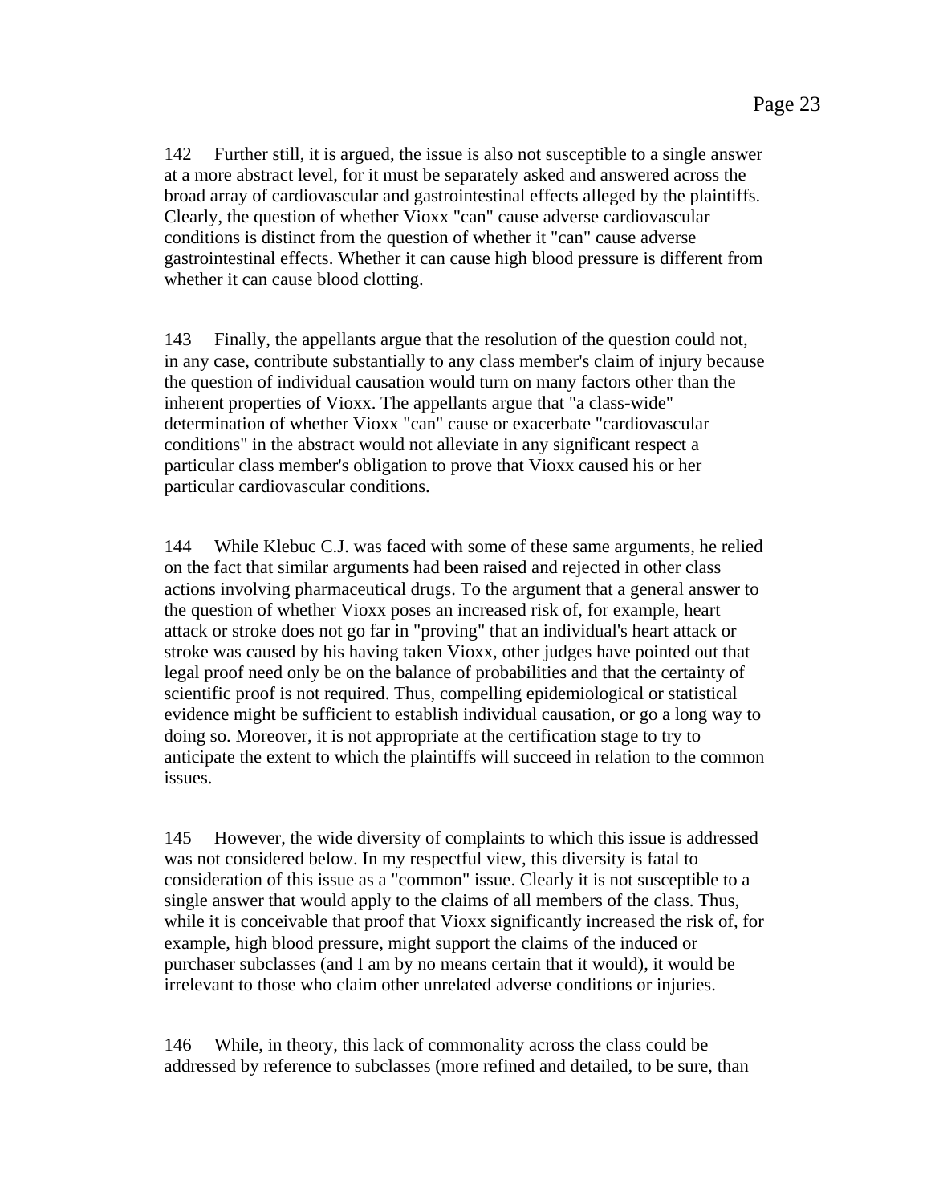142 Further still, it is argued, the issue is also not susceptible to a single answer at a more abstract level, for it must be separately asked and answered across the broad array of cardiovascular and gastrointestinal effects alleged by the plaintiffs. Clearly, the question of whether Vioxx "can" cause adverse cardiovascular conditions is distinct from the question of whether it "can" cause adverse gastrointestinal effects. Whether it can cause high blood pressure is different from whether it can cause blood clotting.

143 Finally, the appellants argue that the resolution of the question could not, in any case, contribute substantially to any class member's claim of injury because the question of individual causation would turn on many factors other than the inherent properties of Vioxx. The appellants argue that "a class-wide" determination of whether Vioxx "can" cause or exacerbate "cardiovascular conditions" in the abstract would not alleviate in any significant respect a particular class member's obligation to prove that Vioxx caused his or her particular cardiovascular conditions.

144 While Klebuc C.J. was faced with some of these same arguments, he relied on the fact that similar arguments had been raised and rejected in other class actions involving pharmaceutical drugs. To the argument that a general answer to the question of whether Vioxx poses an increased risk of, for example, heart attack or stroke does not go far in "proving" that an individual's heart attack or stroke was caused by his having taken Vioxx, other judges have pointed out that legal proof need only be on the balance of probabilities and that the certainty of scientific proof is not required. Thus, compelling epidemiological or statistical evidence might be sufficient to establish individual causation, or go a long way to doing so. Moreover, it is not appropriate at the certification stage to try to anticipate the extent to which the plaintiffs will succeed in relation to the common issues.

145 However, the wide diversity of complaints to which this issue is addressed was not considered below. In my respectful view, this diversity is fatal to consideration of this issue as a "common" issue. Clearly it is not susceptible to a single answer that would apply to the claims of all members of the class. Thus, while it is conceivable that proof that Vioxx significantly increased the risk of, for example, high blood pressure, might support the claims of the induced or purchaser subclasses (and I am by no means certain that it would), it would be irrelevant to those who claim other unrelated adverse conditions or injuries.

146 While, in theory, this lack of commonality across the class could be addressed by reference to subclasses (more refined and detailed, to be sure, than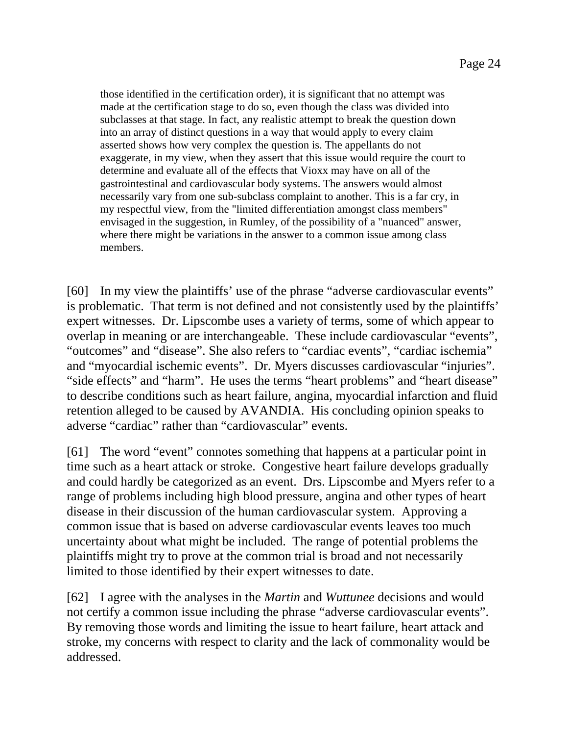> those identified in the certification order), it is significant that no attempt was made at the certification stage to do so, even though the class was divided into subclasses at that stage. In fact, any realistic attempt to break the question down into an array of distinct questions in a way that would apply to every claim asserted shows how very complex the question is. The appellants do not exaggerate, in my view, when they assert that this issue would require the court to determine and evaluate all of the effects that Vioxx may have on all of the gastrointestinal and cardiovascular body systems. The answers would almost necessarily vary from one sub-subclass complaint to another. This is a far cry, in my respectful view, from the "limited differentiation amongst class members" envisaged in the suggestion, in Rumley, of the possibility of a "nuanced" answer, where there might be variations in the answer to a common issue among class members.

[60] In my view the plaintiffs' use of the phrase "adverse cardiovascular events" is problematic. That term is not defined and not consistently used by the plaintiffs' expert witnesses. Dr. Lipscombe uses a variety of terms, some of which appear to overlap in meaning or are interchangeable. These include cardiovascular "events", "outcomes" and "disease". She also refers to "cardiac events", "cardiac ischemia" and "myocardial ischemic events". Dr. Myers discusses cardiovascular "injuries". "side effects" and "harm". He uses the terms "heart problems" and "heart disease" to describe conditions such as heart failure, angina, myocardial infarction and fluid retention alleged to be caused by AVANDIA. His concluding opinion speaks to adverse "cardiac" rather than "cardiovascular" events.

[61] The word "event" connotes something that happens at a particular point in time such as a heart attack or stroke. Congestive heart failure develops gradually and could hardly be categorized as an event. Drs. Lipscombe and Myers refer to a range of problems including high blood pressure, angina and other types of heart disease in their discussion of the human cardiovascular system. Approving a common issue that is based on adverse cardiovascular events leaves too much uncertainty about what might be included. The range of potential problems the plaintiffs might try to prove at the common trial is broad and not necessarily limited to those identified by their expert witnesses to date.

[62] I agree with the analyses in the *Martin* and *Wuttunee* decisions and would not certify a common issue including the phrase "adverse cardiovascular events". By removing those words and limiting the issue to heart failure, heart attack and stroke, my concerns with respect to clarity and the lack of commonality would be addressed.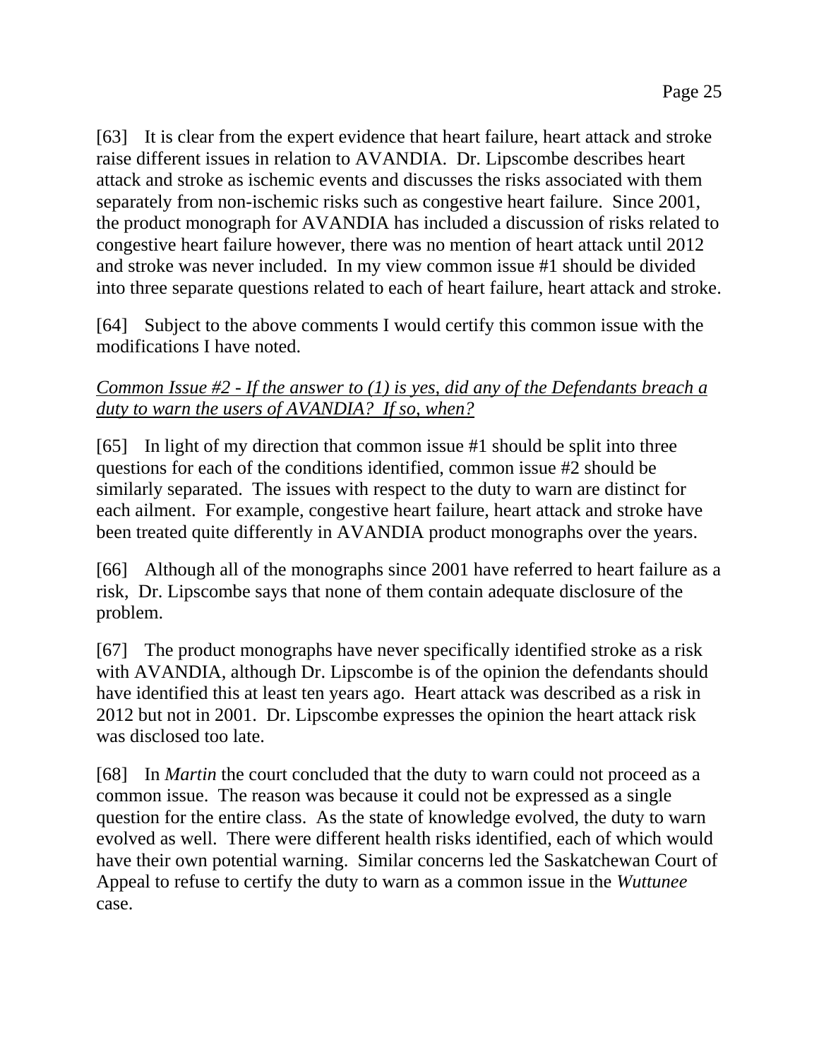[63] It is clear from the expert evidence that heart failure, heart attack and stroke raise different issues in relation to AVANDIA. Dr. Lipscombe describes heart attack and stroke as ischemic events and discusses the risks associated with them separately from non-ischemic risks such as congestive heart failure. Since 2001, the product monograph for AVANDIA has included a discussion of risks related to congestive heart failure however, there was no mention of heart attack until 2012 and stroke was never included. In my view common issue #1 should be divided into three separate questions related to each of heart failure, heart attack and stroke.

[64] Subject to the above comments I would certify this common issue with the modifications I have noted.

*Common Issue #2 - If the answer to (1) is yes, did any of the Defendants breach a duty to warn the users of AVANDIA? If so, when?*

[65] In light of my direction that common issue #1 should be split into three questions for each of the conditions identified, common issue #2 should be similarly separated. The issues with respect to the duty to warn are distinct for each ailment. For example, congestive heart failure, heart attack and stroke have been treated quite differently in AVANDIA product monographs over the years.

[66] Although all of the monographs since 2001 have referred to heart failure as a risk, Dr. Lipscombe says that none of them contain adequate disclosure of the problem.

[67] The product monographs have never specifically identified stroke as a risk with AVANDIA, although Dr. Lipscombe is of the opinion the defendants should have identified this at least ten years ago. Heart attack was described as a risk in 2012 but not in 2001. Dr. Lipscombe expresses the opinion the heart attack risk was disclosed too late.

[68] In *Martin* the court concluded that the duty to warn could not proceed as a common issue. The reason was because it could not be expressed as a single question for the entire class. As the state of knowledge evolved, the duty to warn evolved as well. There were different health risks identified, each of which would have their own potential warning. Similar concerns led the Saskatchewan Court of Appeal to refuse to certify the duty to warn as a common issue in the *Wuttunee* case.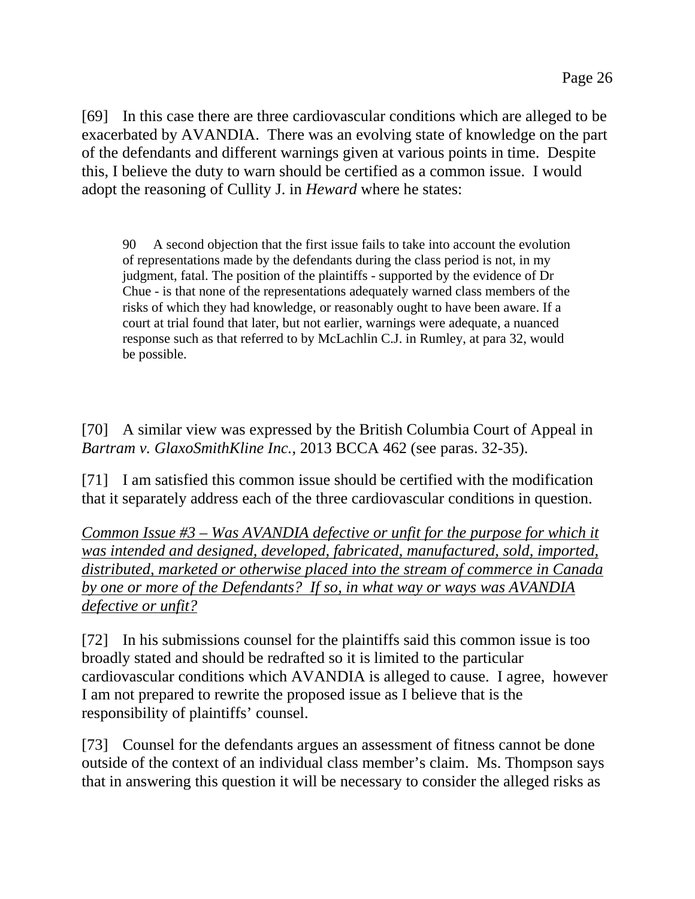[69] In this case there are three cardiovascular conditions which are alleged to be exacerbated by AVANDIA. There was an evolving state of knowledge on the part of the defendants and different warnings given at various points in time. Despite this, I believe the duty to warn should be certified as a common issue. I would adopt the reasoning of Cullity J. in *Heward* where he states:

> 90 A second objection that the first issue fails to take into account the evolution of representations made by the defendants during the class period is not, in my judgment, fatal. The position of the plaintiffs - supported by the evidence of Dr Chue - is that none of the representations adequately warned class members of the risks of which they had knowledge, or reasonably ought to have been aware. If a court at trial found that later, but not earlier, warnings were adequate, a nuanced response such as that referred to by McLachlin C.J. in Rumley, at para 32, would be possible.

[70] A similar view was expressed by the British Columbia Court of Appeal in *Bartram v. GlaxoSmithKline Inc.*, 2013 BCCA 462 (see paras. 32-35).

[71] I am satisfied this common issue should be certified with the modification that it separately address each of the three cardiovascular conditions in question.

*Common Issue #3 – Was AVANDIA defective or unfit for the purpose for which it was intended and designed, developed, fabricated, manufactured, sold, imported, distributed, marketed or otherwise placed into the stream of commerce in Canada by one or more of the Defendants? If so, in what way or ways was AVANDIA defective or unfit?*

[72] In his submissions counsel for the plaintiffs said this common issue is too broadly stated and should be redrafted so it is limited to the particular cardiovascular conditions which AVANDIA is alleged to cause. I agree, however I am not prepared to rewrite the proposed issue as I believe that is the responsibility of plaintiffs' counsel.

[73] Counsel for the defendants argues an assessment of fitness cannot be done outside of the context of an individual class member's claim. Ms. Thompson says that in answering this question it will be necessary to consider the alleged risks as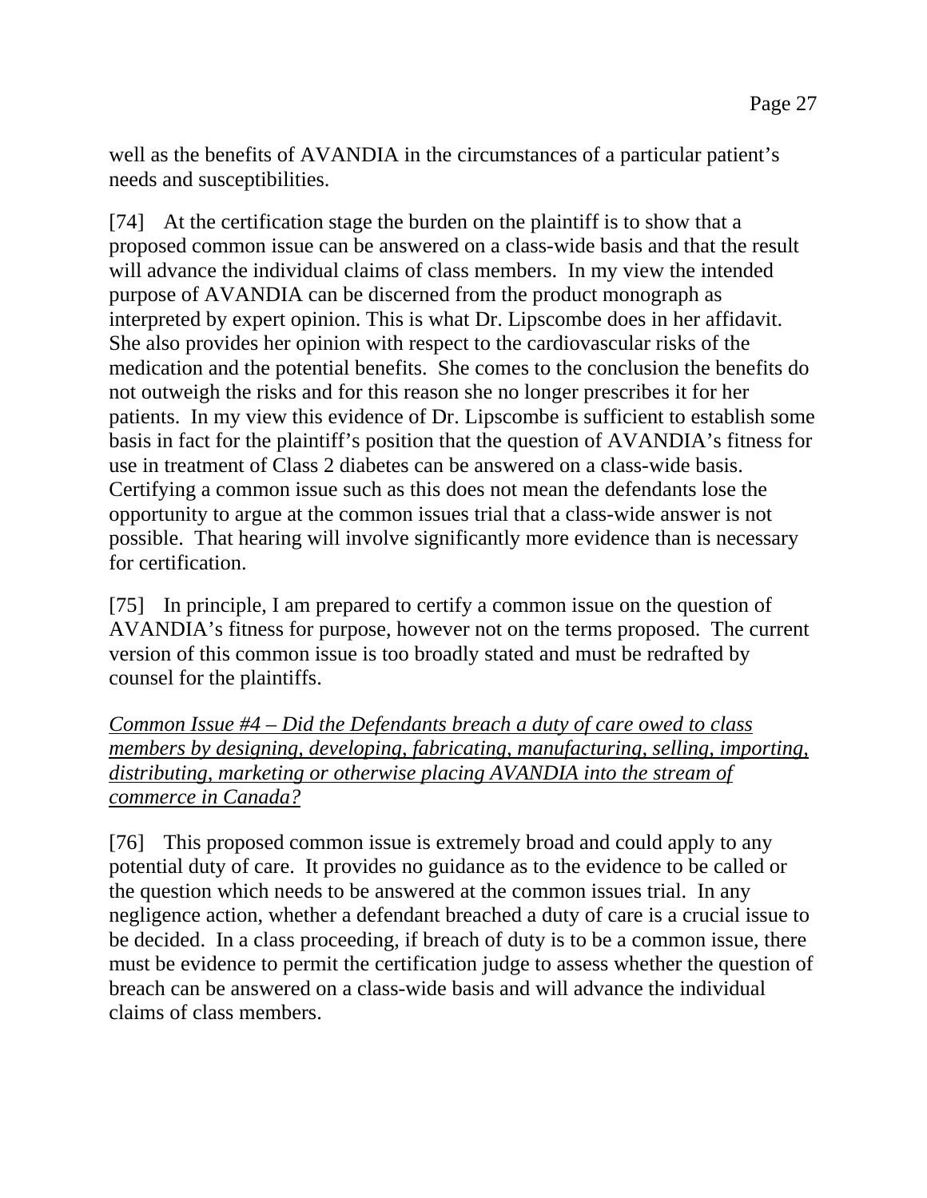well as the benefits of AVANDIA in the circumstances of a particular patient's needs and susceptibilities.

[74] At the certification stage the burden on the plaintiff is to show that a proposed common issue can be answered on a class-wide basis and that the result will advance the individual claims of class members. In my view the intended purpose of AVANDIA can be discerned from the product monograph as interpreted by expert opinion. This is what Dr. Lipscombe does in her affidavit. She also provides her opinion with respect to the cardiovascular risks of the medication and the potential benefits. She comes to the conclusion the benefits do not outweigh the risks and for this reason she no longer prescribes it for her patients. In my view this evidence of Dr. Lipscombe is sufficient to establish some basis in fact for the plaintiff's position that the question of AVANDIA's fitness for use in treatment of Class 2 diabetes can be answered on a class-wide basis. Certifying a common issue such as this does not mean the defendants lose the opportunity to argue at the common issues trial that a class-wide answer is not possible. That hearing will involve significantly more evidence than is necessary for certification.

[75] In principle, I am prepared to certify a common issue on the question of AVANDIA's fitness for purpose, however not on the terms proposed. The current version of this common issue is too broadly stated and must be redrafted by counsel for the plaintiffs.

*Common Issue #4 – Did the Defendants breach a duty of care owed to class members by designing, developing, fabricating, manufacturing, selling, importing, distributing, marketing or otherwise placing AVANDIA into the stream of commerce in Canada?*

[76] This proposed common issue is extremely broad and could apply to any potential duty of care. It provides no guidance as to the evidence to be called or the question which needs to be answered at the common issues trial. In any negligence action, whether a defendant breached a duty of care is a crucial issue to be decided. In a class proceeding, if breach of duty is to be a common issue, there must be evidence to permit the certification judge to assess whether the question of breach can be answered on a class-wide basis and will advance the individual claims of class members.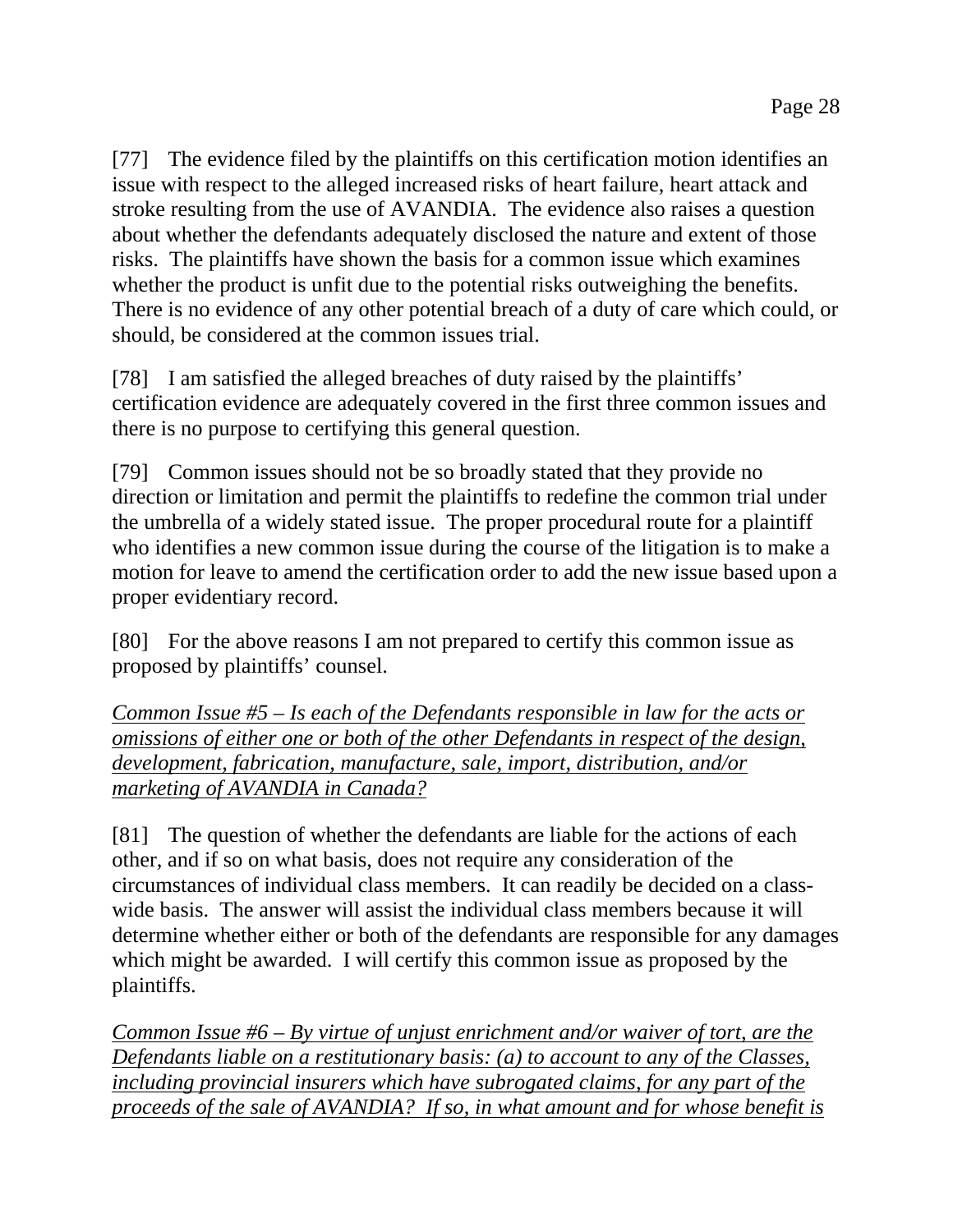[77] The evidence filed by the plaintiffs on this certification motion identifies an issue with respect to the alleged increased risks of heart failure, heart attack and stroke resulting from the use of AVANDIA. The evidence also raises a question about whether the defendants adequately disclosed the nature and extent of those risks. The plaintiffs have shown the basis for a common issue which examines whether the product is unfit due to the potential risks outweighing the benefits. There is no evidence of any other potential breach of a duty of care which could, or should, be considered at the common issues trial.

[78] I am satisfied the alleged breaches of duty raised by the plaintiffs' certification evidence are adequately covered in the first three common issues and there is no purpose to certifying this general question.

[79] Common issues should not be so broadly stated that they provide no direction or limitation and permit the plaintiffs to redefine the common trial under the umbrella of a widely stated issue. The proper procedural route for a plaintiff who identifies a new common issue during the course of the litigation is to make a motion for leave to amend the certification order to add the new issue based upon a proper evidentiary record.

[80] For the above reasons I am not prepared to certify this common issue as proposed by plaintiffs' counsel.

*Common Issue #5 – Is each of the Defendants responsible in law for the acts or omissions of either one or both of the other Defendants in respect of the design, development, fabrication, manufacture, sale, import, distribution, and/or marketing of AVANDIA in Canada?*

[81] The question of whether the defendants are liable for the actions of each other, and if so on what basis, does not require any consideration of the circumstances of individual class members. It can readily be decided on a class-wide basis. The answer will assist the individual class members because it will determine whether either or both of the defendants are responsible for any damages which might be awarded. I will certify this common issue as proposed by the plaintiffs.

*Common Issue #6 – By virtue of unjust enrichment and/or waiver of tort, are the Defendants liable on a restitutionary basis: (a) to account to any of the Classes, including provincial insurers which have subrogated claims, for any part of the proceeds of the sale of AVANDIA? If so, in what amount and for whose benefit is*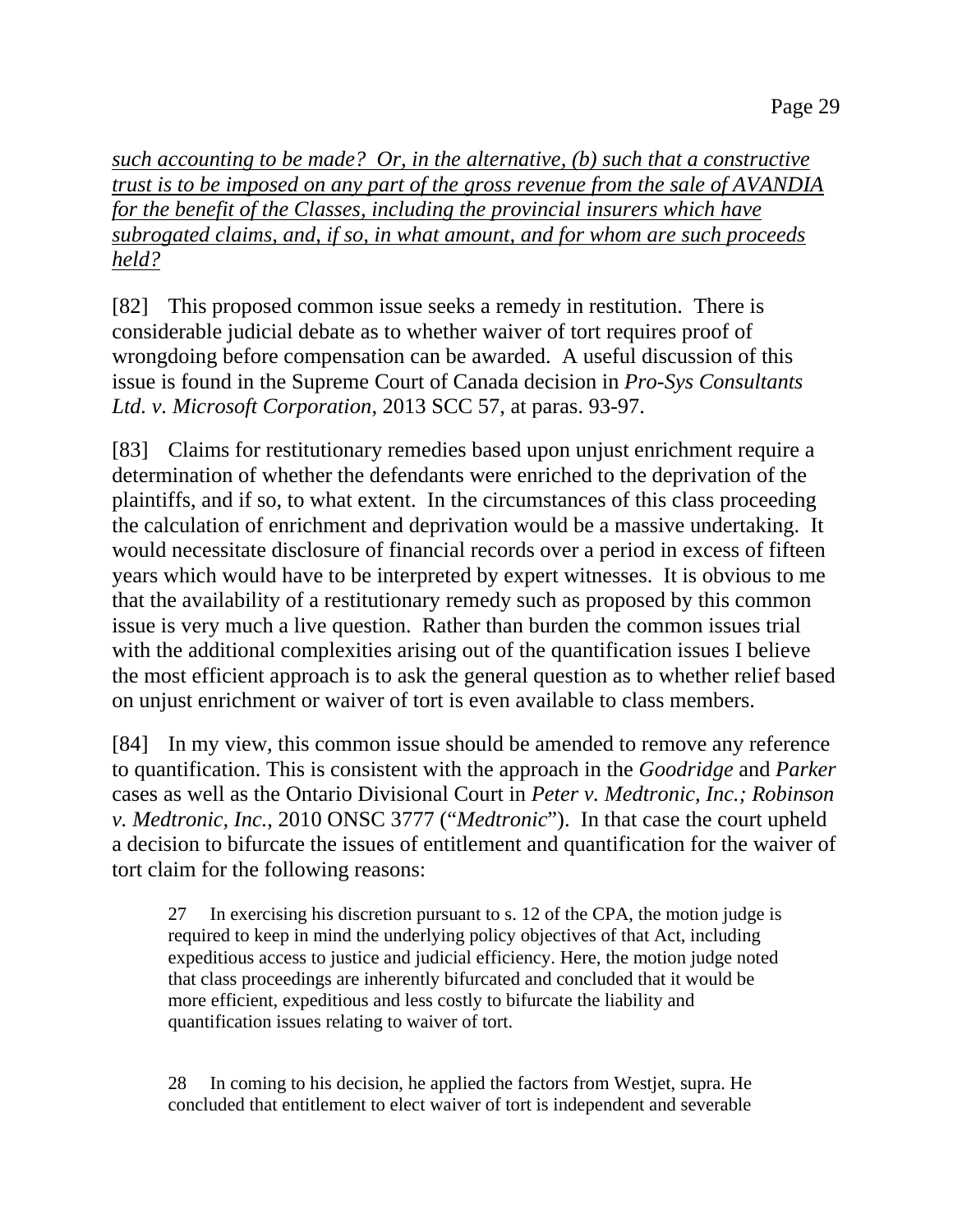*such accounting to be made? Or, in the alternative, (b) such that a constructive trust is to be imposed on any part of the gross revenue from the sale of AVANDIA for the benefit of the Classes, including the provincial insurers which have subrogated claims, and, if so, in what amount, and for whom are such proceeds held?*

[82] This proposed common issue seeks a remedy in restitution. There is considerable judicial debate as to whether waiver of tort requires proof of wrongdoing before compensation can be awarded. A useful discussion of this issue is found in the Supreme Court of Canada decision in *Pro-Sys Consultants Ltd. v. Microsoft Corporation*, 2013 SCC 57, at paras. 93-97.

[83] Claims for restitutionary remedies based upon unjust enrichment require a determination of whether the defendants were enriched to the deprivation of the plaintiffs, and if so, to what extent. In the circumstances of this class proceeding the calculation of enrichment and deprivation would be a massive undertaking. It would necessitate disclosure of financial records over a period in excess of fifteen years which would have to be interpreted by expert witnesses. It is obvious to me that the availability of a restitutionary remedy such as proposed by this common issue is very much a live question. Rather than burden the common issues trial with the additional complexities arising out of the quantification issues I believe the most efficient approach is to ask the general question as to whether relief based on unjust enrichment or waiver of tort is even available to class members.

[84] In my view, this common issue should be amended to remove any reference to quantification. This is consistent with the approach in the *Goodridge* and *Parker* cases as well as the Ontario Divisional Court in *Peter v. Medtronic, Inc.; Robinson v. Medtronic, Inc.*, 2010 ONSC 3777 ("*Medtronic*"). In that case the court upheld a decision to bifurcate the issues of entitlement and quantification for the waiver of tort claim for the following reasons:

> 27 In exercising his discretion pursuant to s. 12 of the CPA, the motion judge is required to keep in mind the underlying policy objectives of that Act, including expeditious access to justice and judicial efficiency. Here, the motion judge noted that class proceedings are inherently bifurcated and concluded that it would be more efficient, expeditious and less costly to bifurcate the liability and quantification issues relating to waiver of tort.
>
> 28 In coming to his decision, he applied the factors from Westjet, supra. He concluded that entitlement to elect waiver of tort is independent and severable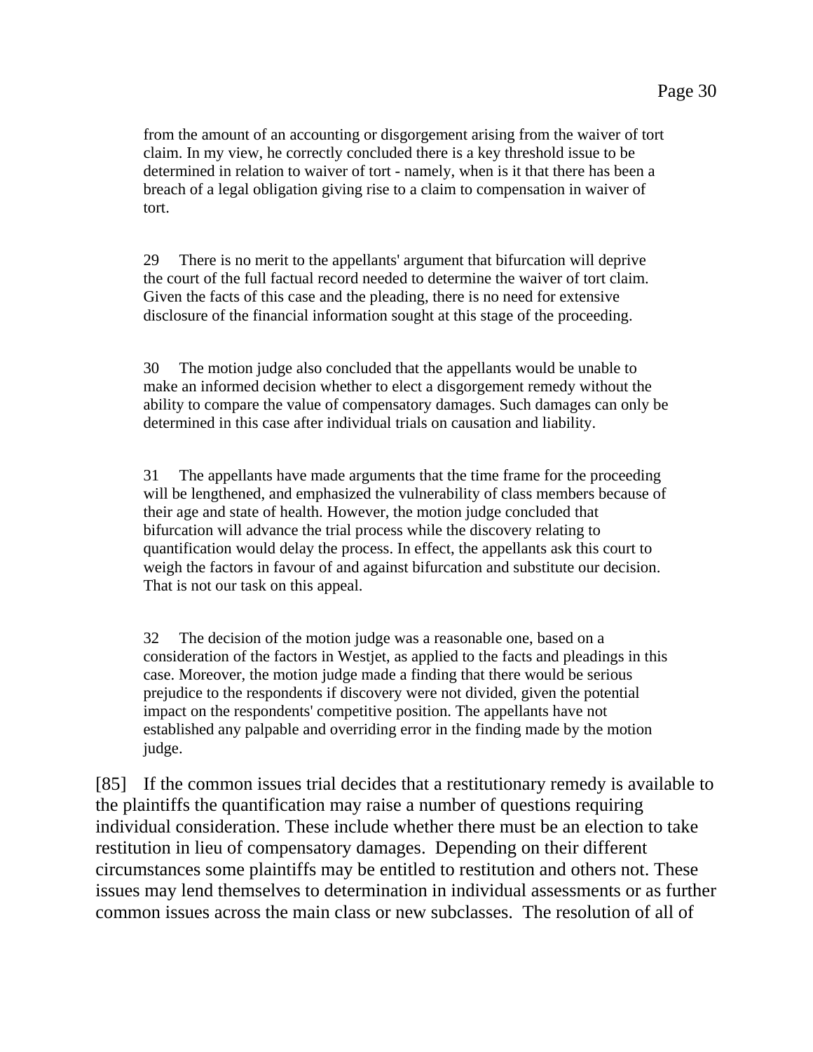> from the amount of an accounting or disgorgement arising from the waiver of tort claim. In my view, he correctly concluded there is a key threshold issue to be determined in relation to waiver of tort - namely, when is it that there has been a breach of a legal obligation giving rise to a claim to compensation in waiver of tort.
>
> 29 There is no merit to the appellants' argument that bifurcation will deprive the court of the full factual record needed to determine the waiver of tort claim. Given the facts of this case and the pleading, there is no need for extensive disclosure of the financial information sought at this stage of the proceeding.
>
> 30 The motion judge also concluded that the appellants would be unable to make an informed decision whether to elect a disgorgement remedy without the ability to compare the value of compensatory damages. Such damages can only be determined in this case after individual trials on causation and liability.
>
> 31 The appellants have made arguments that the time frame for the proceeding will be lengthened, and emphasized the vulnerability of class members because of their age and state of health. However, the motion judge concluded that bifurcation will advance the trial process while the discovery relating to quantification would delay the process. In effect, the appellants ask this court to weigh the factors in favour of and against bifurcation and substitute our decision. That is not our task on this appeal.
>
> 32 The decision of the motion judge was a reasonable one, based on a consideration of the factors in Westjet, as applied to the facts and pleadings in this case. Moreover, the motion judge made a finding that there would be serious prejudice to the respondents if discovery were not divided, given the potential impact on the respondents' competitive position. The appellants have not established any palpable and overriding error in the finding made by the motion judge.

[85] If the common issues trial decides that a restitutionary remedy is available to the plaintiffs the quantification may raise a number of questions requiring individual consideration. These include whether there must be an election to take restitution in lieu of compensatory damages. Depending on their different circumstances some plaintiffs may be entitled to restitution and others not. These issues may lend themselves to determination in individual assessments or as further common issues across the main class or new subclasses. The resolution of all of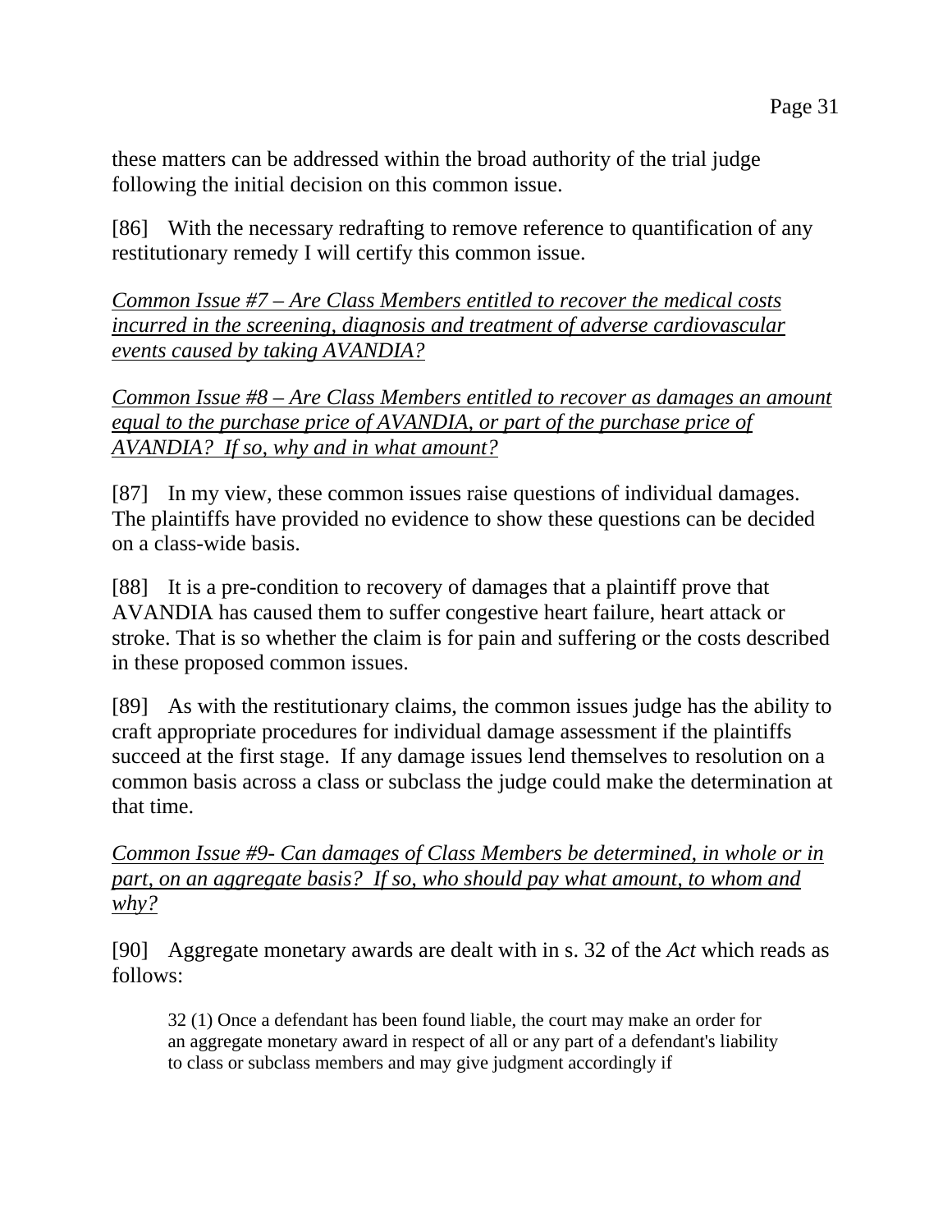these matters can be addressed within the broad authority of the trial judge following the initial decision on this common issue.

[86] With the necessary redrafting to remove reference to quantification of any restitutionary remedy I will certify this common issue.

*Common Issue #7 – Are Class Members entitled to recover the medical costs incurred in the screening, diagnosis and treatment of adverse cardiovascular events caused by taking AVANDIA?*

*Common Issue #8 – Are Class Members entitled to recover as damages an amount equal to the purchase price of AVANDIA, or part of the purchase price of AVANDIA? If so, why and in what amount?*

[87] In my view, these common issues raise questions of individual damages. The plaintiffs have provided no evidence to show these questions can be decided on a class-wide basis.

[88] It is a pre-condition to recovery of damages that a plaintiff prove that AVANDIA has caused them to suffer congestive heart failure, heart attack or stroke. That is so whether the claim is for pain and suffering or the costs described in these proposed common issues.

[89] As with the restitutionary claims, the common issues judge has the ability to craft appropriate procedures for individual damage assessment if the plaintiffs succeed at the first stage. If any damage issues lend themselves to resolution on a common basis across a class or subclass the judge could make the determination at that time.

*Common Issue #9- Can damages of Class Members be determined, in whole or in part, on an aggregate basis? If so, who should pay what amount, to whom and why?*

[90] Aggregate monetary awards are dealt with in s. 32 of the *Act* which reads as follows:

> 32 (1) Once a defendant has been found liable, the court may make an order for an aggregate monetary award in respect of all or any part of a defendant's liability to class or subclass members and may give judgment accordingly if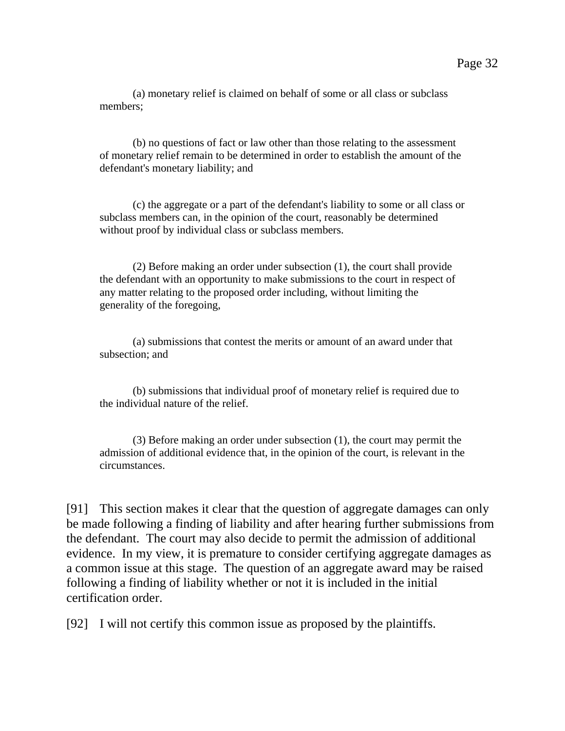(a) monetary relief is claimed on behalf of some or all class or subclass members;

(b) no questions of fact or law other than those relating to the assessment of monetary relief remain to be determined in order to establish the amount of the defendant's monetary liability; and

(c) the aggregate or a part of the defendant's liability to some or all class or subclass members can, in the opinion of the court, reasonably be determined without proof by individual class or subclass members.

(2) Before making an order under subsection (1), the court shall provide the defendant with an opportunity to make submissions to the court in respect of any matter relating to the proposed order including, without limiting the generality of the foregoing,

(a) submissions that contest the merits or amount of an award under that subsection; and

(b) submissions that individual proof of monetary relief is required due to the individual nature of the relief.

(3) Before making an order under subsection (1), the court may permit the admission of additional evidence that, in the opinion of the court, is relevant in the circumstances.

[91] This section makes it clear that the question of aggregate damages can only be made following a finding of liability and after hearing further submissions from the defendant. The court may also decide to permit the admission of additional evidence. In my view, it is premature to consider certifying aggregate damages as a common issue at this stage. The question of an aggregate award may be raised following a finding of liability whether or not it is included in the initial certification order.

[92] I will not certify this common issue as proposed by the plaintiffs.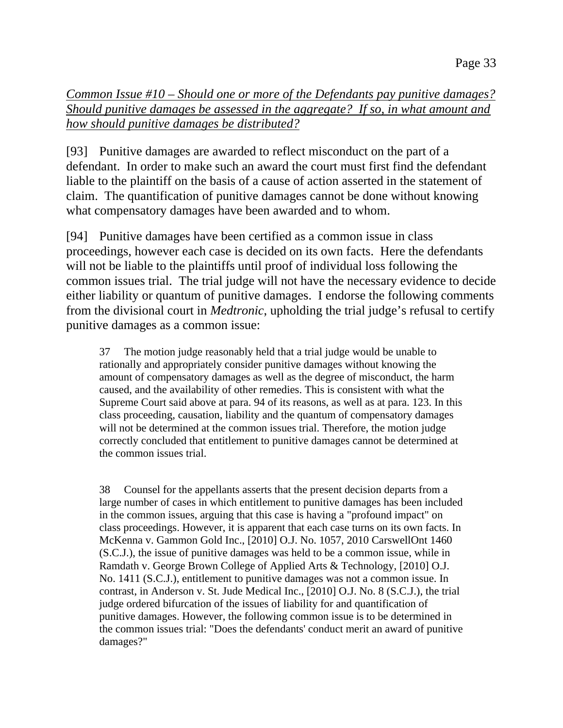*<u>Common Issue #10 – Should one or more of the Defendants pay punitive damages? Should punitive damages be assessed in the aggregate? If so, in what amount and how should punitive damages be distributed?</u>*

[93] Punitive damages are awarded to reflect misconduct on the part of a defendant. In order to make such an award the court must first find the defendant liable to the plaintiff on the basis of a cause of action asserted in the statement of claim. The quantification of punitive damages cannot be done without knowing what compensatory damages have been awarded and to whom.

[94] Punitive damages have been certified as a common issue in class proceedings, however each case is decided on its own facts. Here the defendants will not be liable to the plaintiffs until proof of individual loss following the common issues trial. The trial judge will not have the necessary evidence to decide either liability or quantum of punitive damages. I endorse the following comments from the divisional court in *Medtronic*, upholding the trial judge's refusal to certify punitive damages as a common issue:

> 37 The motion judge reasonably held that a trial judge would be unable to rationally and appropriately consider punitive damages without knowing the amount of compensatory damages as well as the degree of misconduct, the harm caused, and the availability of other remedies. This is consistent with what the Supreme Court said above at para. 94 of its reasons, as well as at para. 123. In this class proceeding, causation, liability and the quantum of compensatory damages will not be determined at the common issues trial. Therefore, the motion judge correctly concluded that entitlement to punitive damages cannot be determined at the common issues trial.
>
> 38 Counsel for the appellants asserts that the present decision departs from a large number of cases in which entitlement to punitive damages has been included in the common issues, arguing that this case is having a "profound impact" on class proceedings. However, it is apparent that each case turns on its own facts. In McKenna v. Gammon Gold Inc., [2010] O.J. No. 1057, 2010 CarswellOnt 1460 (S.C.J.), the issue of punitive damages was held to be a common issue, while in Ramdath v. George Brown College of Applied Arts & Technology, [2010] O.J. No. 1411 (S.C.J.), entitlement to punitive damages was not a common issue. In contrast, in Anderson v. St. Jude Medical Inc., [2010] O.J. No. 8 (S.C.J.), the trial judge ordered bifurcation of the issues of liability for and quantification of punitive damages. However, the following common issue is to be determined in the common issues trial: "Does the defendants' conduct merit an award of punitive damages?"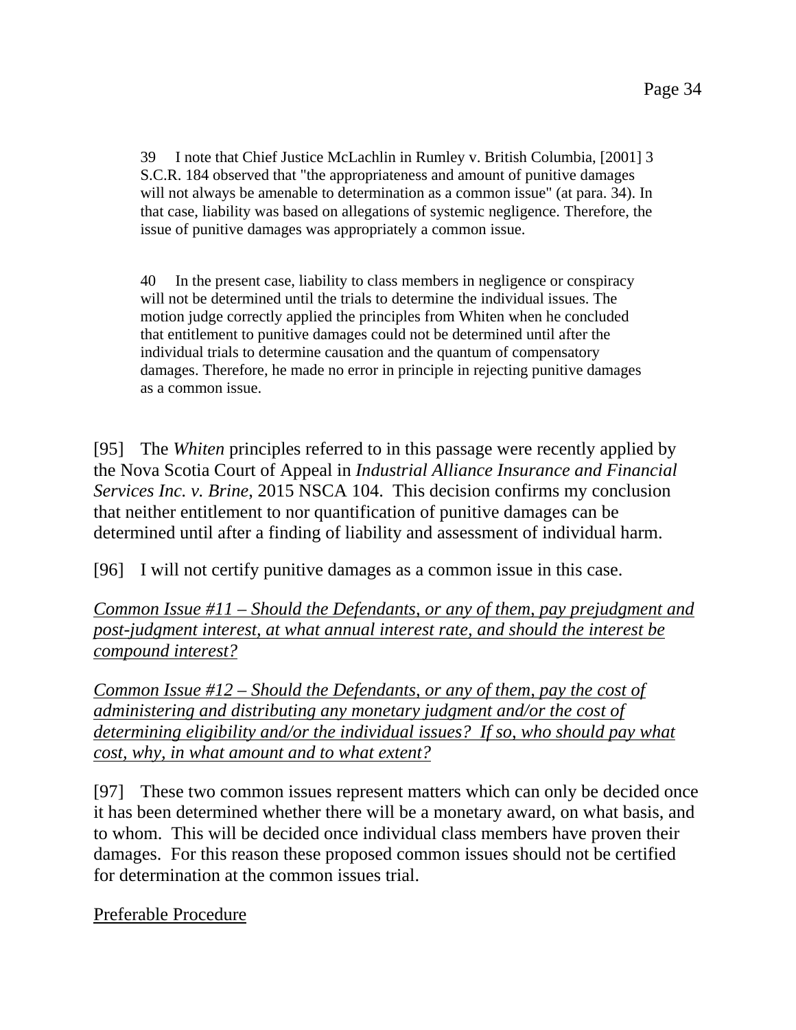> 39 I note that Chief Justice McLachlin in Rumley v. British Columbia, [2001] 3 S.C.R. 184 observed that "the appropriateness and amount of punitive damages will not always be amenable to determination as a common issue" (at para. 34). In that case, liability was based on allegations of systemic negligence. Therefore, the issue of punitive damages was appropriately a common issue.
>
> 40 In the present case, liability to class members in negligence or conspiracy will not be determined until the trials to determine the individual issues. The motion judge correctly applied the principles from Whiten when he concluded that entitlement to punitive damages could not be determined until after the individual trials to determine causation and the quantum of compensatory damages. Therefore, he made no error in principle in rejecting punitive damages as a common issue.

[95] The *Whiten* principles referred to in this passage were recently applied by the Nova Scotia Court of Appeal in *Industrial Alliance Insurance and Financial Services Inc. v. Brine*, 2015 NSCA 104. This decision confirms my conclusion that neither entitlement to nor quantification of punitive damages can be determined until after a finding of liability and assessment of individual harm.

[96] I will not certify punitive damages as a common issue in this case.

*Common Issue #11 – Should the Defendants, or any of them, pay prejudgment and post-judgment interest, at what annual interest rate, and should the interest be compound interest?*

*Common Issue #12 – Should the Defendants, or any of them, pay the cost of administering and distributing any monetary judgment and/or the cost of determining eligibility and/or the individual issues? If so, who should pay what cost, why, in what amount and to what extent?*

[97] These two common issues represent matters which can only be decided once it has been determined whether there will be a monetary award, on what basis, and to whom. This will be decided once individual class members have proven their damages. For this reason these proposed common issues should not be certified for determination at the common issues trial.

Preferable Procedure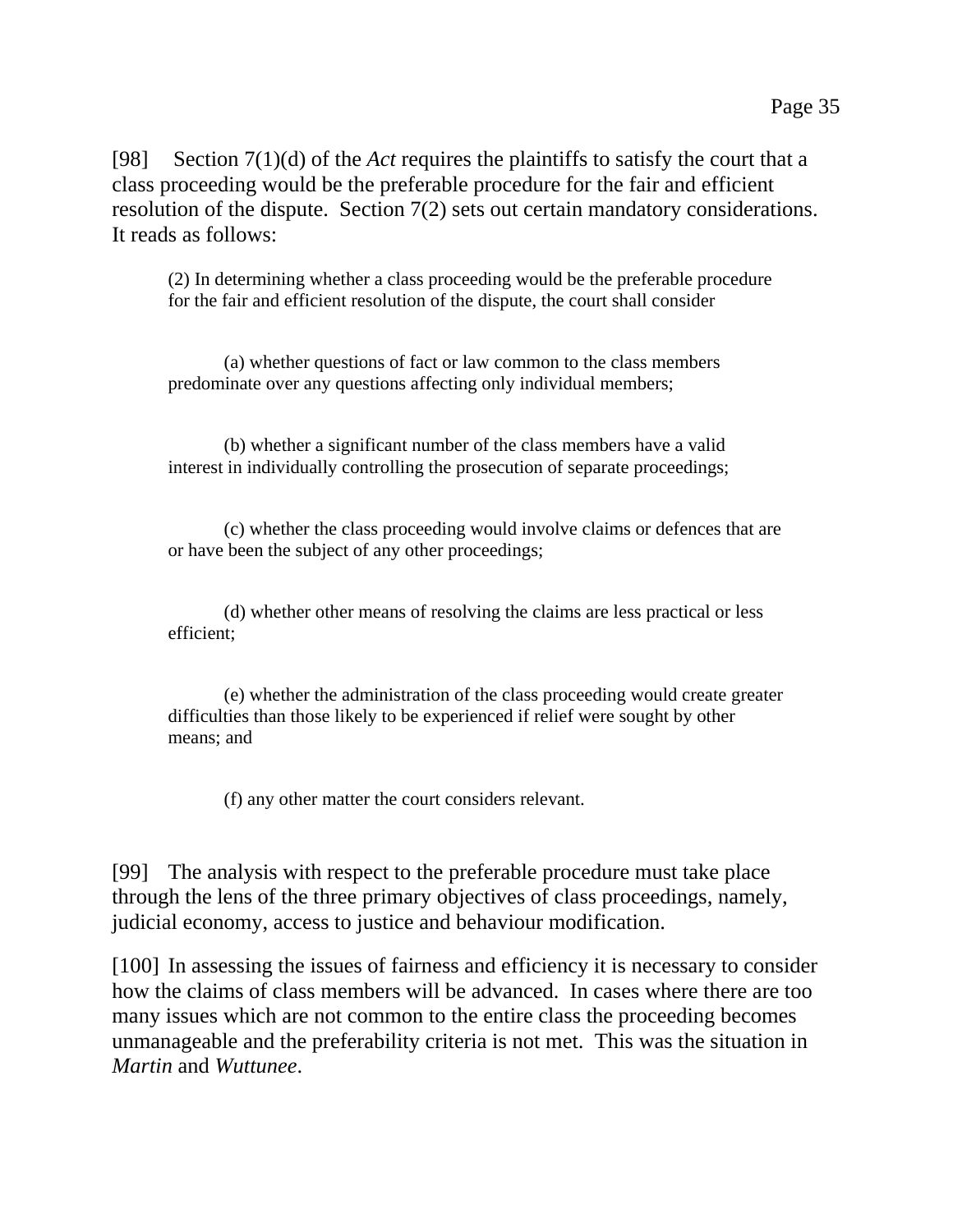[98] Section 7(1)(d) of the *Act* requires the plaintiffs to satisfy the court that a class proceeding would be the preferable procedure for the fair and efficient resolution of the dispute. Section 7(2) sets out certain mandatory considerations. It reads as follows:

> (2) In determining whether a class proceeding would be the preferable procedure for the fair and efficient resolution of the dispute, the court shall consider
>
> (a) whether questions of fact or law common to the class members predominate over any questions affecting only individual members;
>
> (b) whether a significant number of the class members have a valid interest in individually controlling the prosecution of separate proceedings;
>
> (c) whether the class proceeding would involve claims or defences that are or have been the subject of any other proceedings;
>
> (d) whether other means of resolving the claims are less practical or less efficient;
>
> (e) whether the administration of the class proceeding would create greater difficulties than those likely to be experienced if relief were sought by other means; and
>
> (f) any other matter the court considers relevant.

[99] The analysis with respect to the preferable procedure must take place through the lens of the three primary objectives of class proceedings, namely, judicial economy, access to justice and behaviour modification.

[100] In assessing the issues of fairness and efficiency it is necessary to consider how the claims of class members will be advanced. In cases where there are too many issues which are not common to the entire class the proceeding becomes unmanageable and the preferability criteria is not met. This was the situation in *Martin* and *Wuttunee*.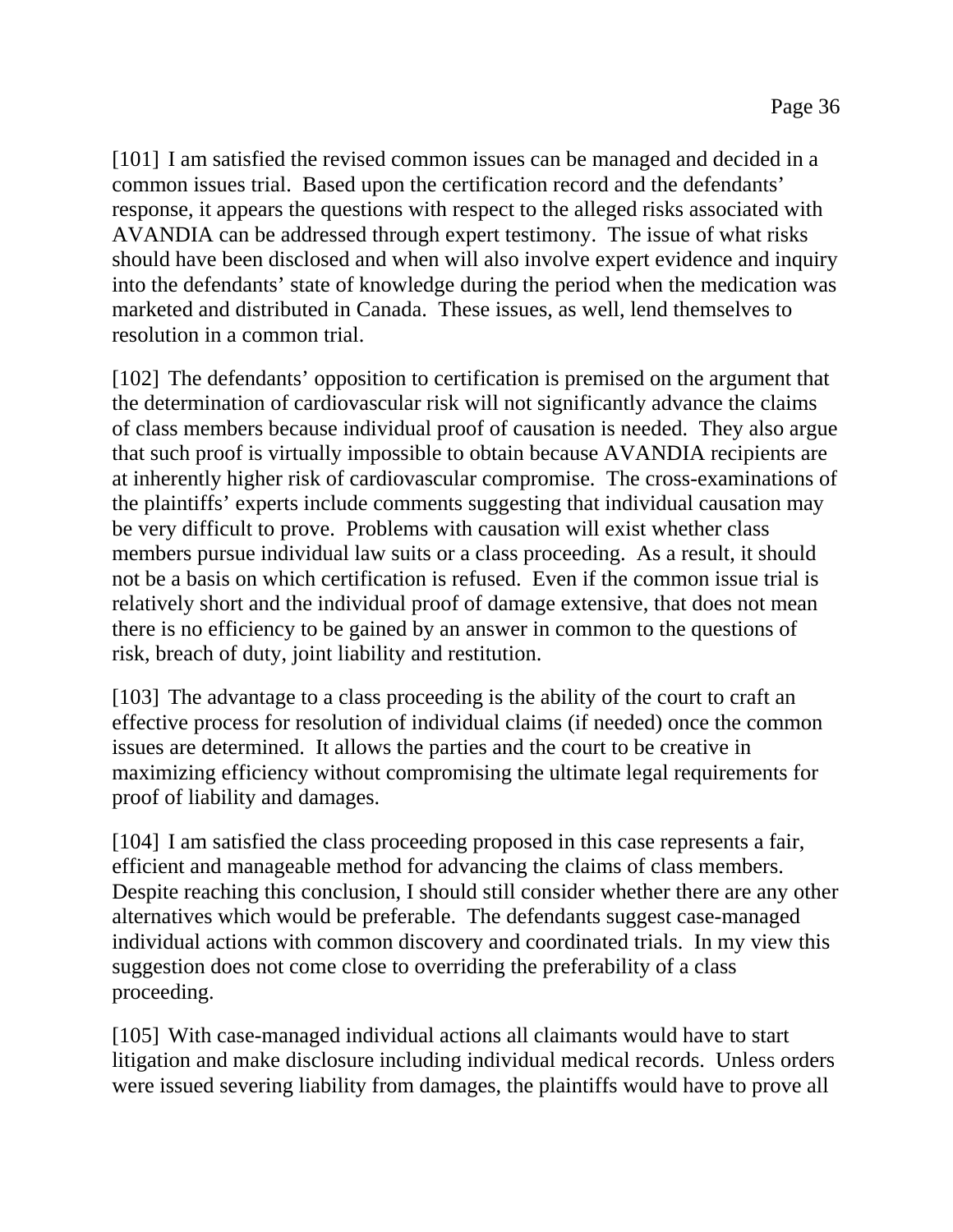[101] I am satisfied the revised common issues can be managed and decided in a common issues trial. Based upon the certification record and the defendants' response, it appears the questions with respect to the alleged risks associated with AVANDIA can be addressed through expert testimony. The issue of what risks should have been disclosed and when will also involve expert evidence and inquiry into the defendants' state of knowledge during the period when the medication was marketed and distributed in Canada. These issues, as well, lend themselves to resolution in a common trial.

[102] The defendants' opposition to certification is premised on the argument that the determination of cardiovascular risk will not significantly advance the claims of class members because individual proof of causation is needed. They also argue that such proof is virtually impossible to obtain because AVANDIA recipients are at inherently higher risk of cardiovascular compromise. The cross-examinations of the plaintiffs' experts include comments suggesting that individual causation may be very difficult to prove. Problems with causation will exist whether class members pursue individual law suits or a class proceeding. As a result, it should not be a basis on which certification is refused. Even if the common issue trial is relatively short and the individual proof of damage extensive, that does not mean there is no efficiency to be gained by an answer in common to the questions of risk, breach of duty, joint liability and restitution.

[103] The advantage to a class proceeding is the ability of the court to craft an effective process for resolution of individual claims (if needed) once the common issues are determined. It allows the parties and the court to be creative in maximizing efficiency without compromising the ultimate legal requirements for proof of liability and damages.

[104] I am satisfied the class proceeding proposed in this case represents a fair, efficient and manageable method for advancing the claims of class members. Despite reaching this conclusion, I should still consider whether there are any other alternatives which would be preferable. The defendants suggest case-managed individual actions with common discovery and coordinated trials. In my view this suggestion does not come close to overriding the preferability of a class proceeding.

[105] With case-managed individual actions all claimants would have to start litigation and make disclosure including individual medical records. Unless orders were issued severing liability from damages, the plaintiffs would have to prove all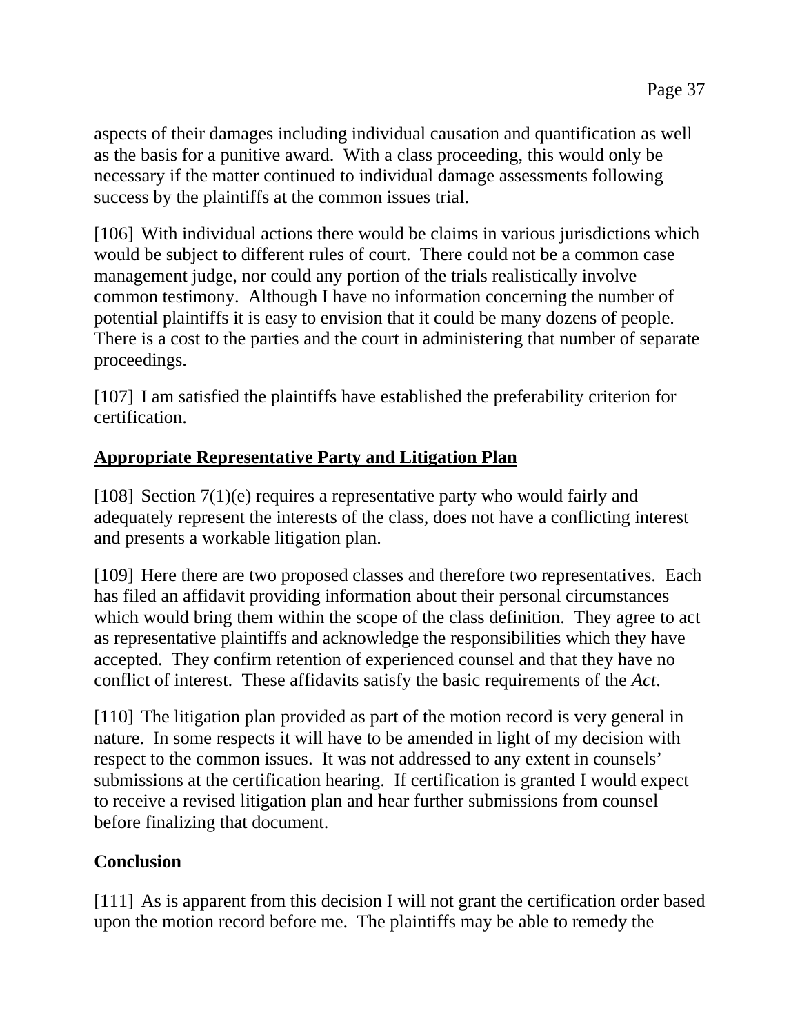aspects of their damages including individual causation and quantification as well as the basis for a punitive award. With a class proceeding, this would only be necessary if the matter continued to individual damage assessments following success by the plaintiffs at the common issues trial.

[106] With individual actions there would be claims in various jurisdictions which would be subject to different rules of court. There could not be a common case management judge, nor could any portion of the trials realistically involve common testimony. Although I have no information concerning the number of potential plaintiffs it is easy to envision that it could be many dozens of people. There is a cost to the parties and the court in administering that number of separate proceedings.

[107] I am satisfied the plaintiffs have established the preferability criterion for certification.

## <u>Appropriate Representative Party and Litigation Plan</u>

[108] Section 7(1)(e) requires a representative party who would fairly and adequately represent the interests of the class, does not have a conflicting interest and presents a workable litigation plan.

[109] Here there are two proposed classes and therefore two representatives. Each has filed an affidavit providing information about their personal circumstances which would bring them within the scope of the class definition. They agree to act as representative plaintiffs and acknowledge the responsibilities which they have accepted. They confirm retention of experienced counsel and that they have no conflict of interest. These affidavits satisfy the basic requirements of the *Act*.

[110] The litigation plan provided as part of the motion record is very general in nature. In some respects it will have to be amended in light of my decision with respect to the common issues. It was not addressed to any extent in counsels' submissions at the certification hearing. If certification is granted I would expect to receive a revised litigation plan and hear further submissions from counsel before finalizing that document.

## Conclusion

[111] As is apparent from this decision I will not grant the certification order based upon the motion record before me. The plaintiffs may be able to remedy the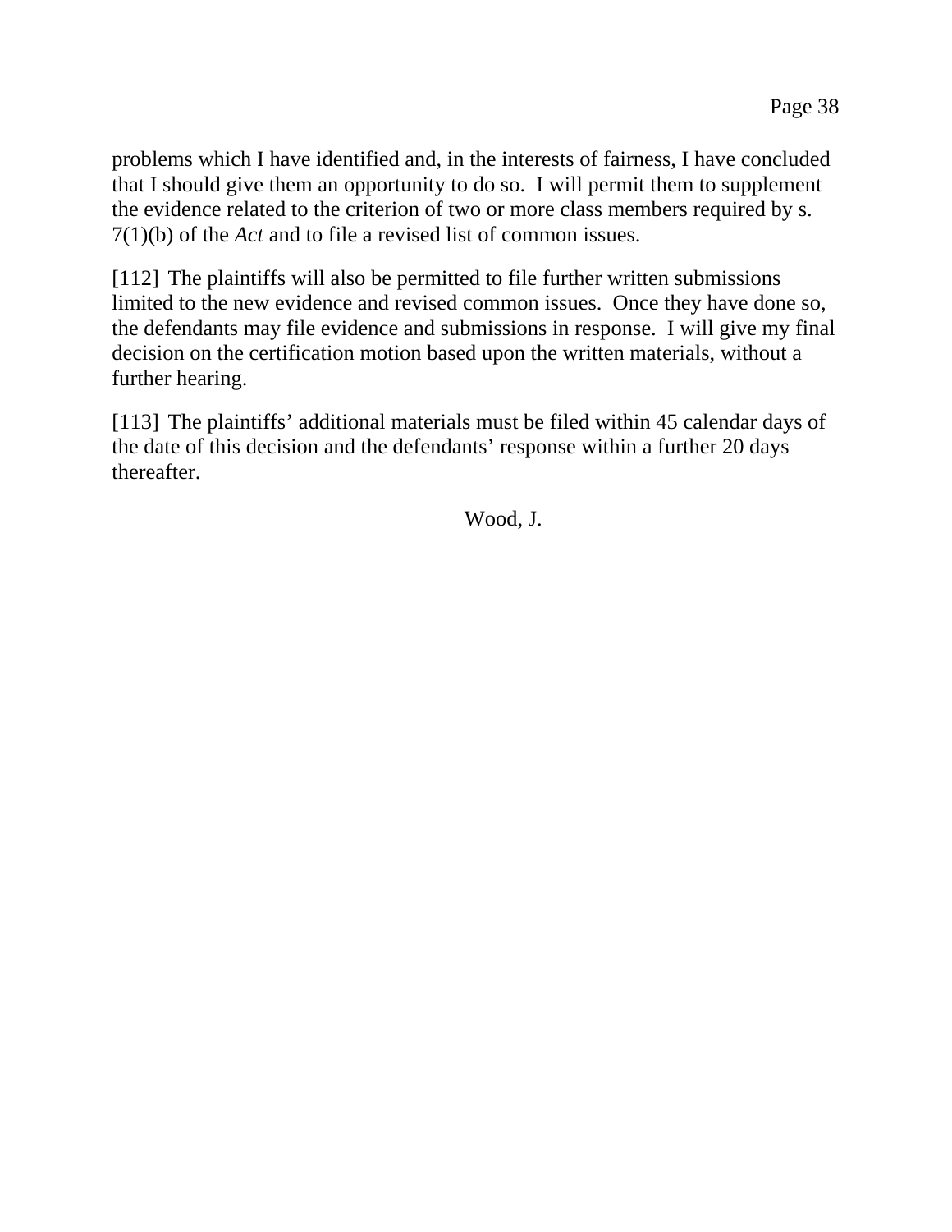problems which I have identified and, in the interests of fairness, I have concluded that I should give them an opportunity to do so. I will permit them to supplement the evidence related to the criterion of two or more class members required by s. 7(1)(b) of the *Act* and to file a revised list of common issues.

[112] The plaintiffs will also be permitted to file further written submissions limited to the new evidence and revised common issues. Once they have done so, the defendants may file evidence and submissions in response. I will give my final decision on the certification motion based upon the written materials, without a further hearing.

[113] The plaintiffs' additional materials must be filed within 45 calendar days of the date of this decision and the defendants' response within a further 20 days thereafter.

Wood, J.